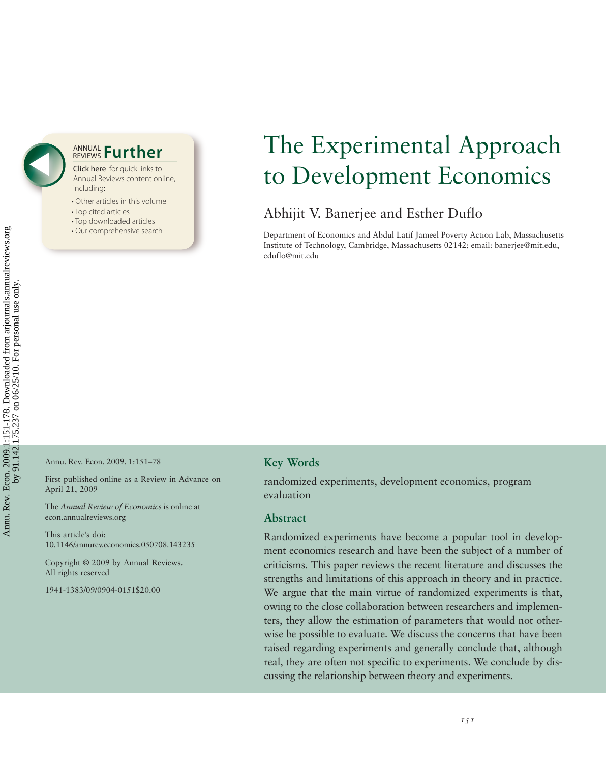# The Experimental Approach to Development Economics

Abhijit V. Banerjee and Esther Duflo

Department of Economics and Abdul Latif Jameel Poverty Action Lab, Massachusetts Institute of Technology, Cambridge, Massachusetts 02142; email: banerjee@mit.edu, eduflo@mit.edu

Annu. Rev. Econ. 2009. 1:151–78

First published online as a Review in Advance on April 21, 2009

The *Annual Review of Economics* is online at econ.annualreviews.org

This article's doi: 10.1146/annurev.economics.050708.143235

Copyright © 2009 by Annual Reviews. All rights reserved

1941-1383/09/0904-0151$20.00

## Key Words

randomized experiments, development economics, program evaluation

## Abstract

Randomized experiments have become a popular tool in development economics research and have been the subject of a number of criticisms. This paper reviews the recent literature and discusses the strengths and limitations of this approach in theory and in practice. We argue that the main virtue of randomized experiments is that, owing to the close collaboration between researchers and implementers, they allow the estimation of parameters that would not otherwise be possible to evaluate. We discuss the concerns that have been raised regarding experiments and generally conclude that, although real, they are often not specific to experiments. We conclude by discussing the relationship between theory and experiments.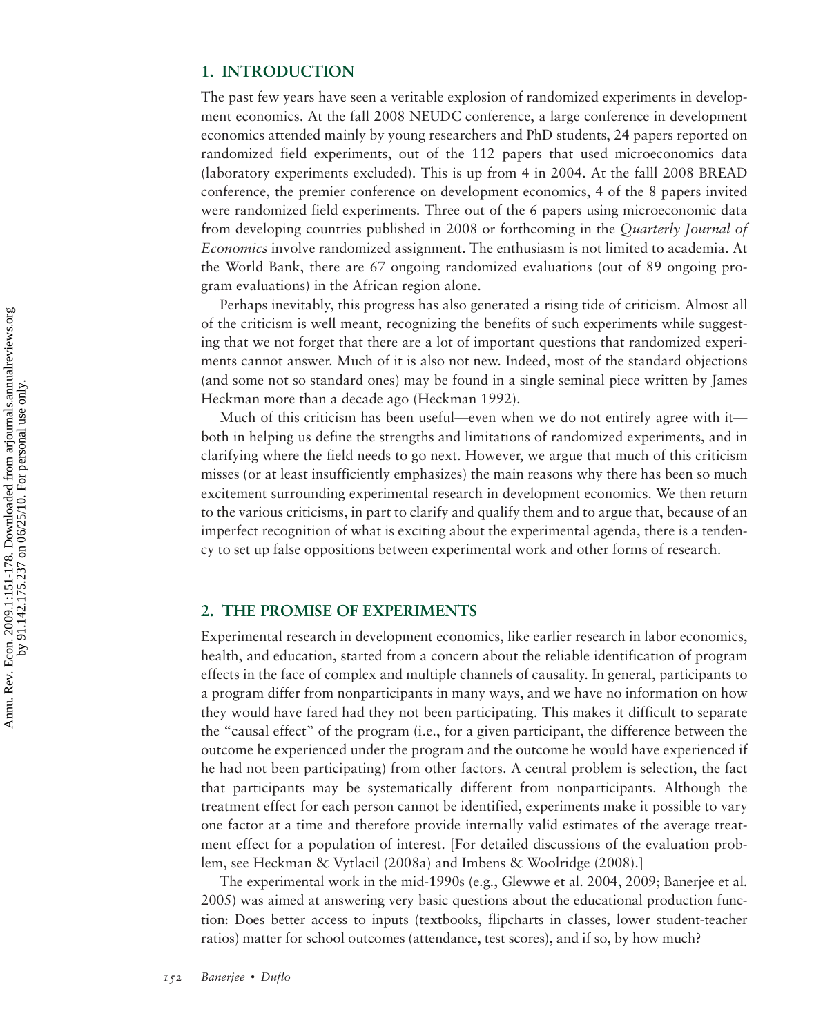## 1. INTRODUCTION

The past few years have seen a veritable explosion of randomized experiments in development economics. At the fall 2008 NEUDC conference, a large conference in development economics attended mainly by young researchers and PhD students, 24 papers reported on randomized field experiments, out of the 112 papers that used microeconomics data (laboratory experiments excluded). This is up from 4 in 2004. At the falll 2008 BREAD conference, the premier conference on development economics, 4 of the 8 papers invited were randomized field experiments. Three out of the 6 papers using microeconomic data from developing countries published in 2008 or forthcoming in the *Quarterly Journal of Economics* involve randomized assignment. The enthusiasm is not limited to academia. At the World Bank, there are 67 ongoing randomized evaluations (out of 89 ongoing program evaluations) in the African region alone.

Perhaps inevitably, this progress has also generated a rising tide of criticism. Almost all of the criticism is well meant, recognizing the benefits of such experiments while suggesting that we not forget that there are a lot of important questions that randomized experiments cannot answer. Much of it is also not new. Indeed, most of the standard objections (and some not so standard ones) may be found in a single seminal piece written by James Heckman more than a decade ago (Heckman 1992).

Much of this criticism has been useful—even when we do not entirely agree with it—both in helping us define the strengths and limitations of randomized experiments, and in clarifying where the field needs to go next. However, we argue that much of this criticism misses (or at least insufficiently emphasizes) the main reasons why there has been so much excitement surrounding experimental research in development economics. We then return to the various criticisms, in part to clarify and qualify them and to argue that, because of an imperfect recognition of what is exciting about the experimental agenda, there is a tendency to set up false oppositions between experimental work and other forms of research.

## 2. THE PROMISE OF EXPERIMENTS

Experimental research in development economics, like earlier research in labor economics, health, and education, started from a concern about the reliable identification of program effects in the face of complex and multiple channels of causality. In general, participants to a program differ from nonparticipants in many ways, and we have no information on how they would have fared had they not been participating. This makes it difficult to separate the "causal effect" of the program (i.e., for a given participant, the difference between the outcome he experienced under the program and the outcome he would have experienced if he had not been participating) from other factors. A central problem is selection, the fact that participants may be systematically different from nonparticipants. Although the treatment effect for each person cannot be identified, experiments make it possible to vary one factor at a time and therefore provide internally valid estimates of the average treatment effect for a population of interest. [For detailed discussions of the evaluation problem, see Heckman & Vytlacil (2008a) and Imbens & Woolridge (2008).]

The experimental work in the mid-1990s (e.g., Glewwe et al. 2004, 2009; Banerjee et al. 2005) was aimed at answering very basic questions about the educational production function: Does better access to inputs (textbooks, flipcharts in classes, lower student-teacher ratios) matter for school outcomes (attendance, test scores), and if so, by how much?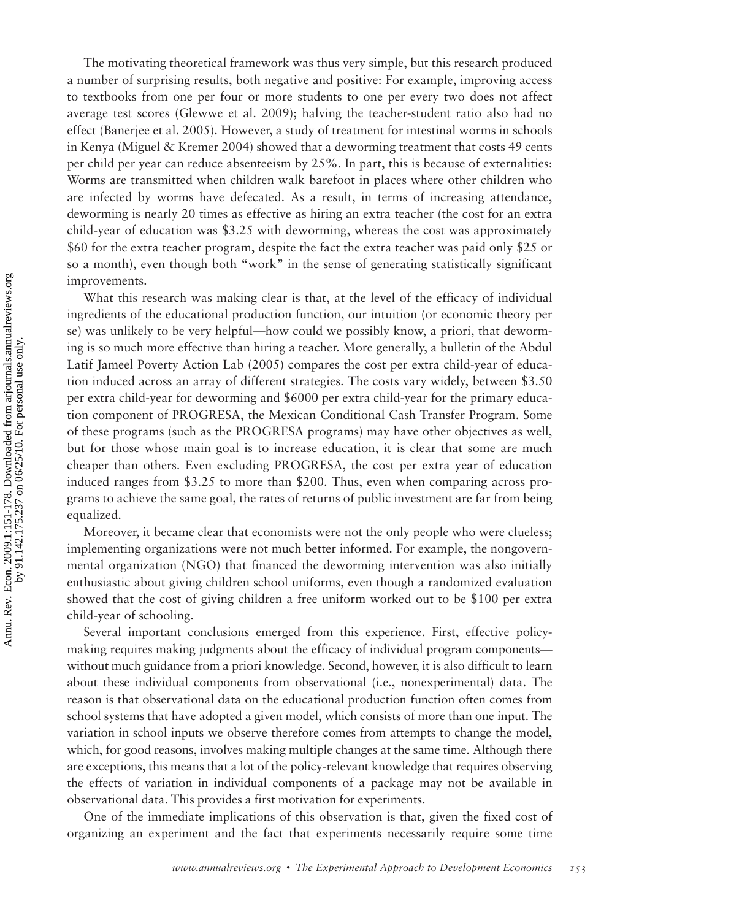The motivating theoretical framework was thus very simple, but this research produced a number of surprising results, both negative and positive: For example, improving access to textbooks from one per four or more students to one per every two does not affect average test scores (Glewwe et al. 2009); halving the teacher-student ratio also had no effect (Banerjee et al. 2005). However, a study of treatment for intestinal worms in schools in Kenya (Miguel & Kremer 2004) showed that a deworming treatment that costs 49 cents per child per year can reduce absenteeism by 25%. In part, this is because of externalities: Worms are transmitted when children walk barefoot in places where other children who are infected by worms have defecated. As a result, in terms of increasing attendance, deworming is nearly 20 times as effective as hiring an extra teacher (the cost for an extra child-year of education was $3.25 with deworming, whereas the cost was approximately $60 for the extra teacher program, despite the fact the extra teacher was paid only $25 or so a month), even though both "work" in the sense of generating statistically significant improvements.

What this research was making clear is that, at the level of the efficacy of individual ingredients of the educational production function, our intuition (or economic theory per se) was unlikely to be very helpful—how could we possibly know, a priori, that deworming is so much more effective than hiring a teacher. More generally, a bulletin of the Abdul Latif Jameel Poverty Action Lab (2005) compares the cost per extra child-year of education induced across an array of different strategies. The costs vary widely, between $3.50 per extra child-year for deworming and $6000 per extra child-year for the primary education component of PROGRESA, the Mexican Conditional Cash Transfer Program. Some of these programs (such as the PROGRESA programs) may have other objectives as well, but for those whose main goal is to increase education, it is clear that some are much cheaper than others. Even excluding PROGRESA, the cost per extra year of education induced ranges from $3.25 to more than $200. Thus, even when comparing across programs to achieve the same goal, the rates of returns of public investment are far from being equalized.

Moreover, it became clear that economists were not the only people who were clueless; implementing organizations were not much better informed. For example, the nongovernmental organization (NGO) that financed the deworming intervention was also initially enthusiastic about giving children school uniforms, even though a randomized evaluation showed that the cost of giving children a free uniform worked out to be $100 per extra child-year of schooling.

Several important conclusions emerged from this experience. First, effective policymaking requires making judgments about the efficacy of individual program components—without much guidance from a priori knowledge. Second, however, it is also difficult to learn about these individual components from observational (i.e., nonexperimental) data. The reason is that observational data on the educational production function often comes from school systems that have adopted a given model, which consists of more than one input. The variation in school inputs we observe therefore comes from attempts to change the model, which, for good reasons, involves making multiple changes at the same time. Although there are exceptions, this means that a lot of the policy-relevant knowledge that requires observing the effects of variation in individual components of a package may not be available in observational data. This provides a first motivation for experiments.

One of the immediate implications of this observation is that, given the fixed cost of organizing an experiment and the fact that experiments necessarily require some time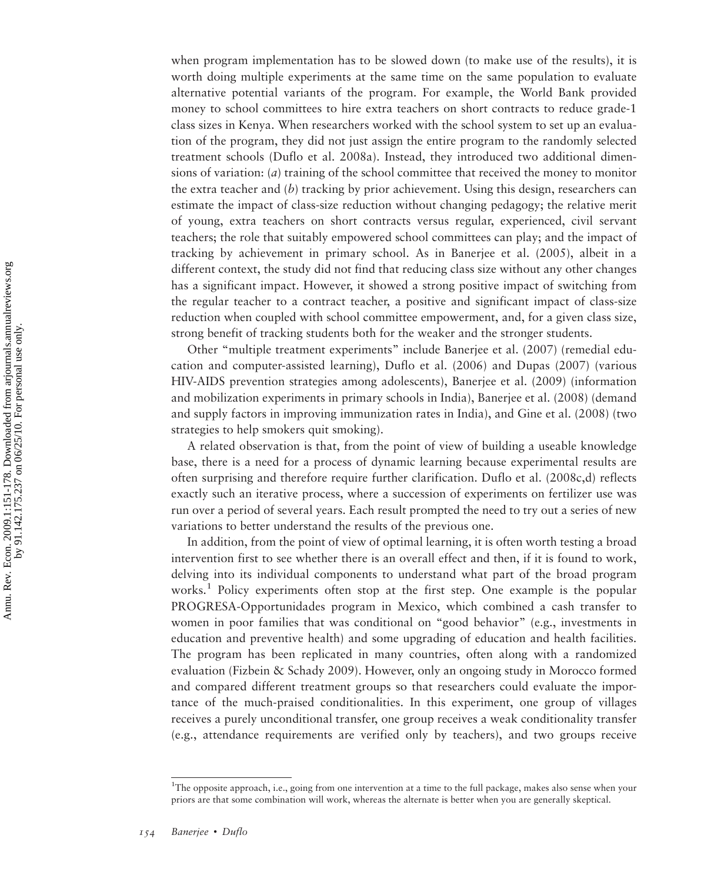when program implementation has to be slowed down (to make use of the results), it is worth doing multiple experiments at the same time on the same population to evaluate alternative potential variants of the program. For example, the World Bank provided money to school committees to hire extra teachers on short contracts to reduce grade-1 class sizes in Kenya. When researchers worked with the school system to set up an evaluation of the program, they did not just assign the entire program to the randomly selected treatment schools (Duflo et al. 2008a). Instead, they introduced two additional dimensions of variation: (*a*) training of the school committee that received the money to monitor the extra teacher and (*b*) tracking by prior achievement. Using this design, researchers can estimate the impact of class-size reduction without changing pedagogy; the relative merit of young, extra teachers on short contracts versus regular, experienced, civil servant teachers; the role that suitably empowered school committees can play; and the impact of tracking by achievement in primary school. As in Banerjee et al. (2005), albeit in a different context, the study did not find that reducing class size without any other changes has a significant impact. However, it showed a strong positive impact of switching from the regular teacher to a contract teacher, a positive and significant impact of class-size reduction when coupled with school committee empowerment, and, for a given class size, strong benefit of tracking students both for the weaker and the stronger students.

Other "multiple treatment experiments" include Banerjee et al. (2007) (remedial education and computer-assisted learning), Duflo et al. (2006) and Dupas (2007) (various HIV-AIDS prevention strategies among adolescents), Banerjee et al. (2009) (information and mobilization experiments in primary schools in India), Banerjee et al. (2008) (demand and supply factors in improving immunization rates in India), and Gine et al. (2008) (two strategies to help smokers quit smoking).

A related observation is that, from the point of view of building a useable knowledge base, there is a need for a process of dynamic learning because experimental results are often surprising and therefore require further clarification. Duflo et al. (2008c,d) reflects exactly such an iterative process, where a succession of experiments on fertilizer use was run over a period of several years. Each result prompted the need to try out a series of new variations to better understand the results of the previous one.

In addition, from the point of view of optimal learning, it is often worth testing a broad intervention first to see whether there is an overall effect and then, if it is found to work, delving into its individual components to understand what part of the broad program works.[1] Policy experiments often stop at the first step. One example is the popular PROGRESA-Opportunidades program in Mexico, which combined a cash transfer to women in poor families that was conditional on "good behavior" (e.g., investments in education and preventive health) and some upgrading of education and health facilities. The program has been replicated in many countries, often along with a randomized evaluation (Fizbein & Schady 2009). However, only an ongoing study in Morocco formed and compared different treatment groups so that researchers could evaluate the importance of the much-praised conditionalities. In this experiment, one group of villages receives a purely unconditional transfer, one group receives a weak conditionality transfer (e.g., attendance requirements are verified only by teachers), and two groups receive

[1]The opposite approach, i.e., going from one intervention at a time to the full package, makes also sense when your priors are that some combination will work, whereas the alternate is better when you are generally skeptical.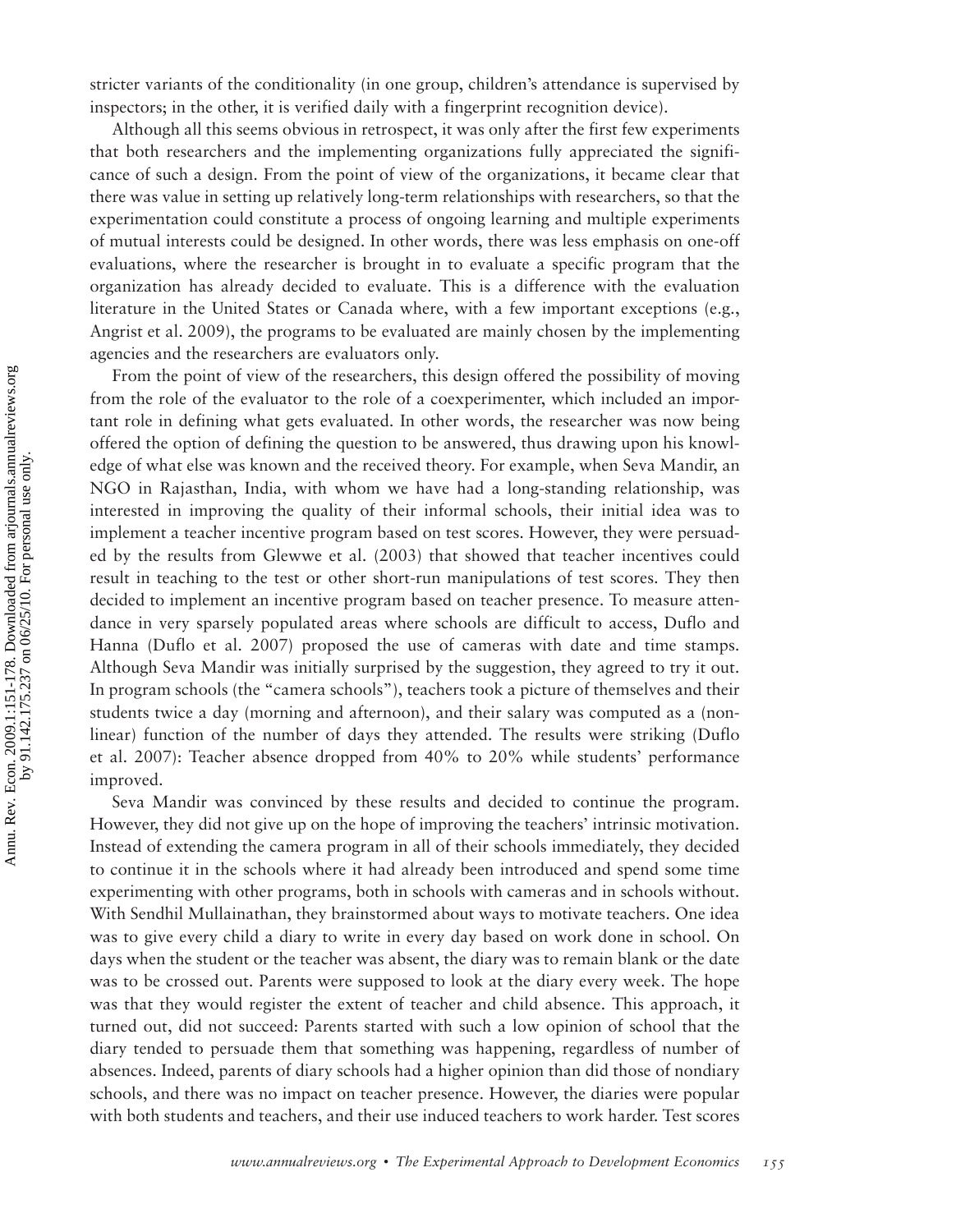stricter variants of the conditionality (in one group, children's attendance is supervised by inspectors; in the other, it is verified daily with a fingerprint recognition device).

Although all this seems obvious in retrospect, it was only after the first few experiments that both researchers and the implementing organizations fully appreciated the significance of such a design. From the point of view of the organizations, it became clear that there was value in setting up relatively long-term relationships with researchers, so that the experimentation could constitute a process of ongoing learning and multiple experiments of mutual interests could be designed. In other words, there was less emphasis on one-off evaluations, where the researcher is brought in to evaluate a specific program that the organization has already decided to evaluate. This is a difference with the evaluation literature in the United States or Canada where, with a few important exceptions (e.g., Angrist et al. 2009), the programs to be evaluated are mainly chosen by the implementing agencies and the researchers are evaluators only.

From the point of view of the researchers, this design offered the possibility of moving from the role of the evaluator to the role of a coexperimenter, which included an important role in defining what gets evaluated. In other words, the researcher was now being offered the option of defining the question to be answered, thus drawing upon his knowledge of what else was known and the received theory. For example, when Seva Mandir, an NGO in Rajasthan, India, with whom we have had a long-standing relationship, was interested in improving the quality of their informal schools, their initial idea was to implement a teacher incentive program based on test scores. However, they were persuaded by the results from Glewwe et al. (2003) that showed that teacher incentives could result in teaching to the test or other short-run manipulations of test scores. They then decided to implement an incentive program based on teacher presence. To measure attendance in very sparsely populated areas where schools are difficult to access, Duflo and Hanna (Duflo et al. 2007) proposed the use of cameras with date and time stamps. Although Seva Mandir was initially surprised by the suggestion, they agreed to try it out. In program schools (the "camera schools"), teachers took a picture of themselves and their students twice a day (morning and afternoon), and their salary was computed as a (nonlinear) function of the number of days they attended. The results were striking (Duflo et al. 2007): Teacher absence dropped from 40% to 20% while students' performance improved.

Seva Mandir was convinced by these results and decided to continue the program. However, they did not give up on the hope of improving the teachers' intrinsic motivation. Instead of extending the camera program in all of their schools immediately, they decided to continue it in the schools where it had already been introduced and spend some time experimenting with other programs, both in schools with cameras and in schools without. With Sendhil Mullainathan, they brainstormed about ways to motivate teachers. One idea was to give every child a diary to write in every day based on work done in school. On days when the student or the teacher was absent, the diary was to remain blank or the date was to be crossed out. Parents were supposed to look at the diary every week. The hope was that they would register the extent of teacher and child absence. This approach, it turned out, did not succeed: Parents started with such a low opinion of school that the diary tended to persuade them that something was happening, regardless of number of absences. Indeed, parents of diary schools had a higher opinion than did those of nondiary schools, and there was no impact on teacher presence. However, the diaries were popular with both students and teachers, and their use induced teachers to work harder. Test scores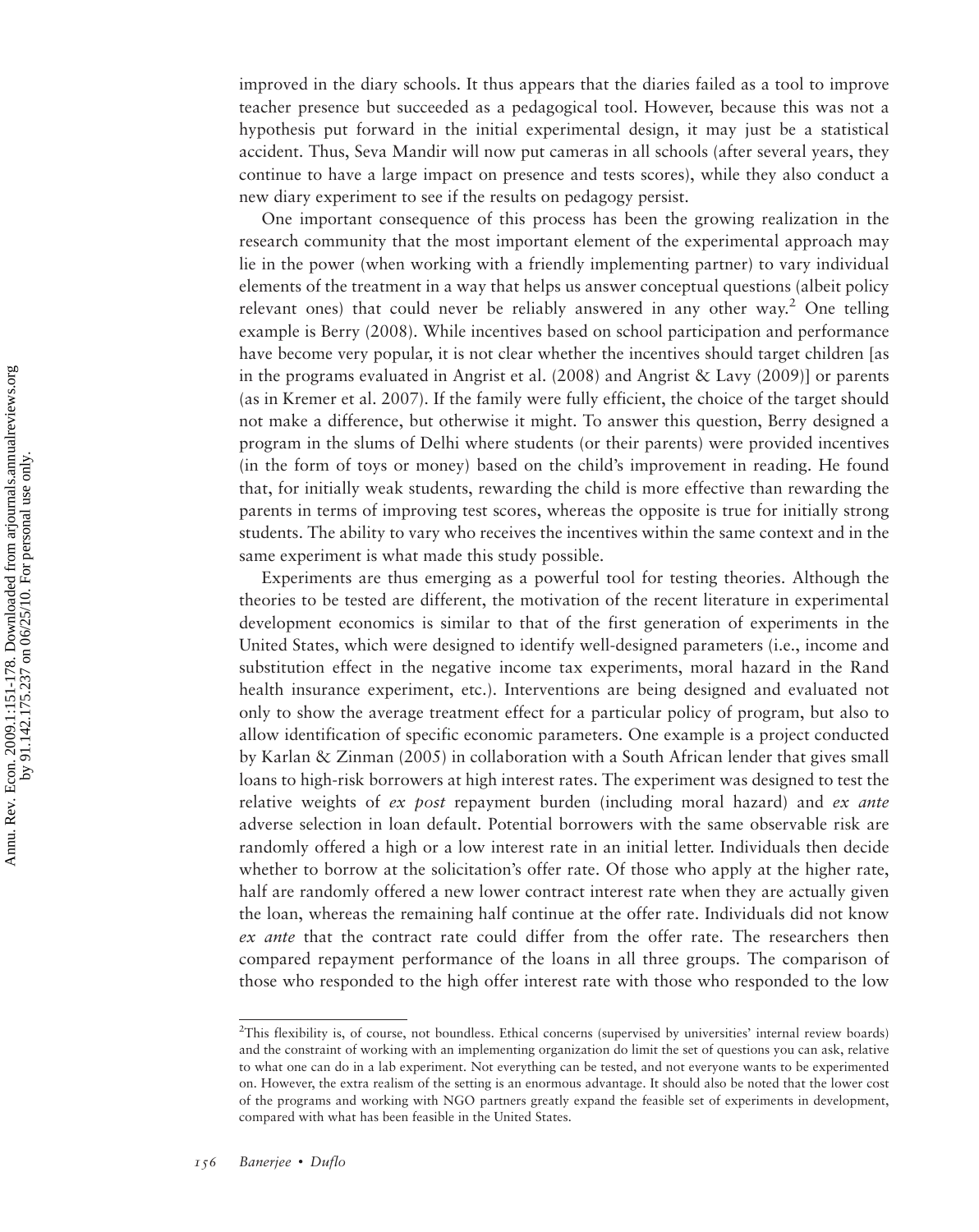improved in the diary schools. It thus appears that the diaries failed as a tool to improve teacher presence but succeeded as a pedagogical tool. However, because this was not a hypothesis put forward in the initial experimental design, it may just be a statistical accident. Thus, Seva Mandir will now put cameras in all schools (after several years, they continue to have a large impact on presence and tests scores), while they also conduct a new diary experiment to see if the results on pedagogy persist.

One important consequence of this process has been the growing realization in the research community that the most important element of the experimental approach may lie in the power (when working with a friendly implementing partner) to vary individual elements of the treatment in a way that helps us answer conceptual questions (albeit policy relevant ones) that could never be reliably answered in any other way.[2] One telling example is Berry (2008). While incentives based on school participation and performance have become very popular, it is not clear whether the incentives should target children [as in the programs evaluated in Angrist et al. (2008) and Angrist & Lavy (2009)] or parents (as in Kremer et al. 2007). If the family were fully efficient, the choice of the target should not make a difference, but otherwise it might. To answer this question, Berry designed a program in the slums of Delhi where students (or their parents) were provided incentives (in the form of toys or money) based on the child's improvement in reading. He found that, for initially weak students, rewarding the child is more effective than rewarding the parents in terms of improving test scores, whereas the opposite is true for initially strong students. The ability to vary who receives the incentives within the same context and in the same experiment is what made this study possible.

Experiments are thus emerging as a powerful tool for testing theories. Although the theories to be tested are different, the motivation of the recent literature in experimental development economics is similar to that of the first generation of experiments in the United States, which were designed to identify well-designed parameters (i.e., income and substitution effect in the negative income tax experiments, moral hazard in the Rand health insurance experiment, etc.). Interventions are being designed and evaluated not only to show the average treatment effect for a particular policy of program, but also to allow identification of specific economic parameters. One example is a project conducted by Karlan & Zinman (2005) in collaboration with a South African lender that gives small loans to high-risk borrowers at high interest rates. The experiment was designed to test the relative weights of *ex post* repayment burden (including moral hazard) and *ex ante* adverse selection in loan default. Potential borrowers with the same observable risk are randomly offered a high or a low interest rate in an initial letter. Individuals then decide whether to borrow at the solicitation's offer rate. Of those who apply at the higher rate, half are randomly offered a new lower contract interest rate when they are actually given the loan, whereas the remaining half continue at the offer rate. Individuals did not know *ex ante* that the contract rate could differ from the offer rate. The researchers then compared repayment performance of the loans in all three groups. The comparison of those who responded to the high offer interest rate with those who responded to the low

[2]This flexibility is, of course, not boundless. Ethical concerns (supervised by universities' internal review boards) and the constraint of working with an implementing organization do limit the set of questions you can ask, relative to what one can do in a lab experiment. Not everything can be tested, and not everyone wants to be experimented on. However, the extra realism of the setting is an enormous advantage. It should also be noted that the lower cost of the programs and working with NGO partners greatly expand the feasible set of experiments in development, compared with what has been feasible in the United States.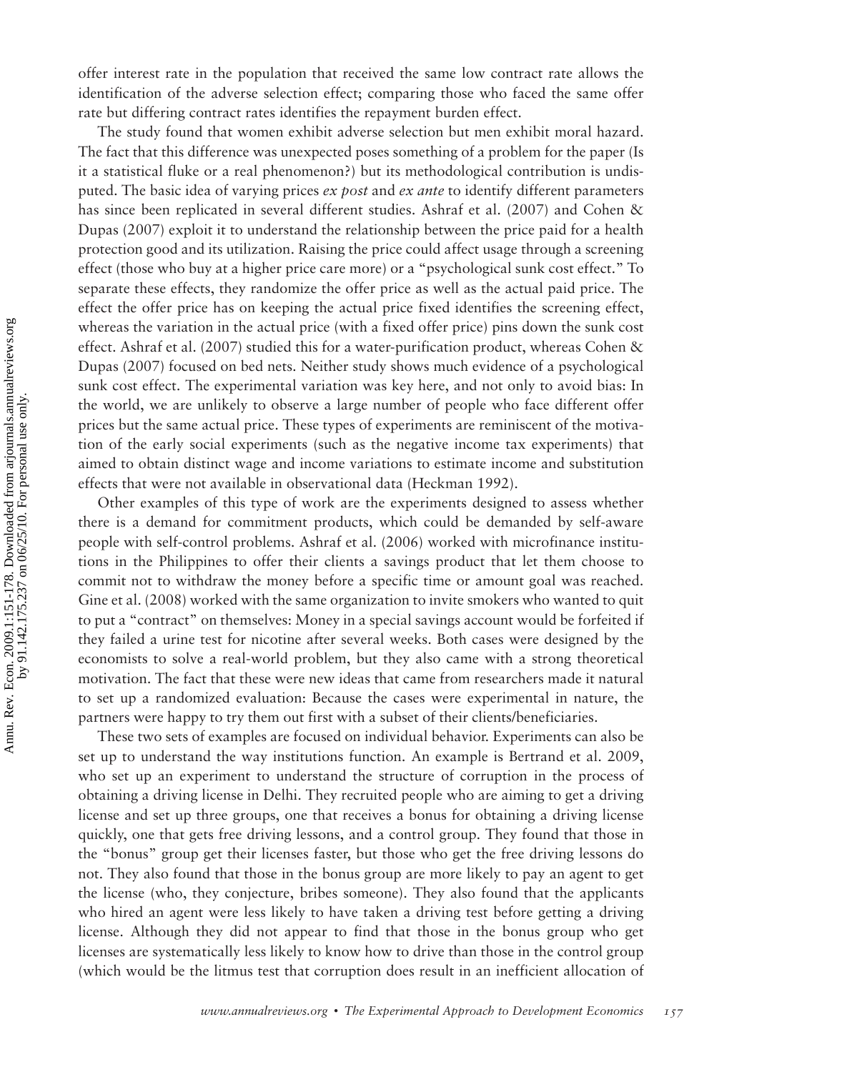offer interest rate in the population that received the same low contract rate allows the identification of the adverse selection effect; comparing those who faced the same offer rate but differing contract rates identifies the repayment burden effect.

The study found that women exhibit adverse selection but men exhibit moral hazard. The fact that this difference was unexpected poses something of a problem for the paper (Is it a statistical fluke or a real phenomenon?) but its methodological contribution is undisputed. The basic idea of varying prices *ex post* and *ex ante* to identify different parameters has since been replicated in several different studies. Ashraf et al. (2007) and Cohen & Dupas (2007) exploit it to understand the relationship between the price paid for a health protection good and its utilization. Raising the price could affect usage through a screening effect (those who buy at a higher price care more) or a "psychological sunk cost effect." To separate these effects, they randomize the offer price as well as the actual paid price. The effect the offer price has on keeping the actual price fixed identifies the screening effect, whereas the variation in the actual price (with a fixed offer price) pins down the sunk cost effect. Ashraf et al. (2007) studied this for a water-purification product, whereas Cohen & Dupas (2007) focused on bed nets. Neither study shows much evidence of a psychological sunk cost effect. The experimental variation was key here, and not only to avoid bias: In the world, we are unlikely to observe a large number of people who face different offer prices but the same actual price. These types of experiments are reminiscent of the motivation of the early social experiments (such as the negative income tax experiments) that aimed to obtain distinct wage and income variations to estimate income and substitution effects that were not available in observational data (Heckman 1992).

Other examples of this type of work are the experiments designed to assess whether there is a demand for commitment products, which could be demanded by self-aware people with self-control problems. Ashraf et al. (2006) worked with microfinance institutions in the Philippines to offer their clients a savings product that let them choose to commit not to withdraw the money before a specific time or amount goal was reached. Gine et al. (2008) worked with the same organization to invite smokers who wanted to quit to put a "contract" on themselves: Money in a special savings account would be forfeited if they failed a urine test for nicotine after several weeks. Both cases were designed by the economists to solve a real-world problem, but they also came with a strong theoretical motivation. The fact that these were new ideas that came from researchers made it natural to set up a randomized evaluation: Because the cases were experimental in nature, the partners were happy to try them out first with a subset of their clients/beneficiaries.

These two sets of examples are focused on individual behavior. Experiments can also be set up to understand the way institutions function. An example is Bertrand et al. 2009, who set up an experiment to understand the structure of corruption in the process of obtaining a driving license in Delhi. They recruited people who are aiming to get a driving license and set up three groups, one that receives a bonus for obtaining a driving license quickly, one that gets free driving lessons, and a control group. They found that those in the "bonus" group get their licenses faster, but those who get the free driving lessons do not. They also found that those in the bonus group are more likely to pay an agent to get the license (who, they conjecture, bribes someone). They also found that the applicants who hired an agent were less likely to have taken a driving test before getting a driving license. Although they did not appear to find that those in the bonus group who get licenses are systematically less likely to know how to drive than those in the control group (which would be the litmus test that corruption does result in an inefficient allocation of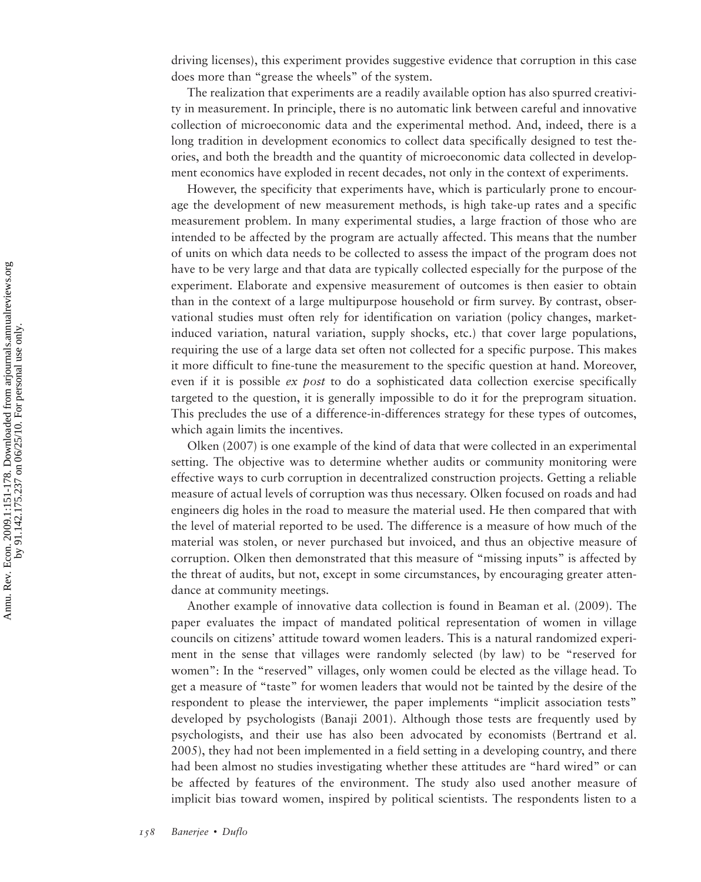driving licenses), this experiment provides suggestive evidence that corruption in this case does more than "grease the wheels" of the system.

The realization that experiments are a readily available option has also spurred creativity in measurement. In principle, there is no automatic link between careful and innovative collection of microeconomic data and the experimental method. And, indeed, there is a long tradition in development economics to collect data specifically designed to test theories, and both the breadth and the quantity of microeconomic data collected in development economics have exploded in recent decades, not only in the context of experiments.

However, the specificity that experiments have, which is particularly prone to encourage the development of new measurement methods, is high take-up rates and a specific measurement problem. In many experimental studies, a large fraction of those who are intended to be affected by the program are actually affected. This means that the number of units on which data needs to be collected to assess the impact of the program does not have to be very large and that data are typically collected especially for the purpose of the experiment. Elaborate and expensive measurement of outcomes is then easier to obtain than in the context of a large multipurpose household or firm survey. By contrast, observational studies must often rely for identification on variation (policy changes, market-induced variation, natural variation, supply shocks, etc.) that cover large populations, requiring the use of a large data set often not collected for a specific purpose. This makes it more difficult to fine-tune the measurement to the specific question at hand. Moreover, even if it is possible *ex post* to do a sophisticated data collection exercise specifically targeted to the question, it is generally impossible to do it for the preprogram situation. This precludes the use of a difference-in-differences strategy for these types of outcomes, which again limits the incentives.

Olken (2007) is one example of the kind of data that were collected in an experimental setting. The objective was to determine whether audits or community monitoring were effective ways to curb corruption in decentralized construction projects. Getting a reliable measure of actual levels of corruption was thus necessary. Olken focused on roads and had engineers dig holes in the road to measure the material used. He then compared that with the level of material reported to be used. The difference is a measure of how much of the material was stolen, or never purchased but invoiced, and thus an objective measure of corruption. Olken then demonstrated that this measure of "missing inputs" is affected by the threat of audits, but not, except in some circumstances, by encouraging greater attendance at community meetings.

Another example of innovative data collection is found in Beaman et al. (2009). The paper evaluates the impact of mandated political representation of women in village councils on citizens' attitude toward women leaders. This is a natural randomized experiment in the sense that villages were randomly selected (by law) to be "reserved for women": In the "reserved" villages, only women could be elected as the village head. To get a measure of "taste" for women leaders that would not be tainted by the desire of the respondent to please the interviewer, the paper implements "implicit association tests" developed by psychologists (Banaji 2001). Although those tests are frequently used by psychologists, and their use has also been advocated by economists (Bertrand et al. 2005), they had not been implemented in a field setting in a developing country, and there had been almost no studies investigating whether these attitudes are "hard wired" or can be affected by features of the environment. The study also used another measure of implicit bias toward women, inspired by political scientists. The respondents listen to a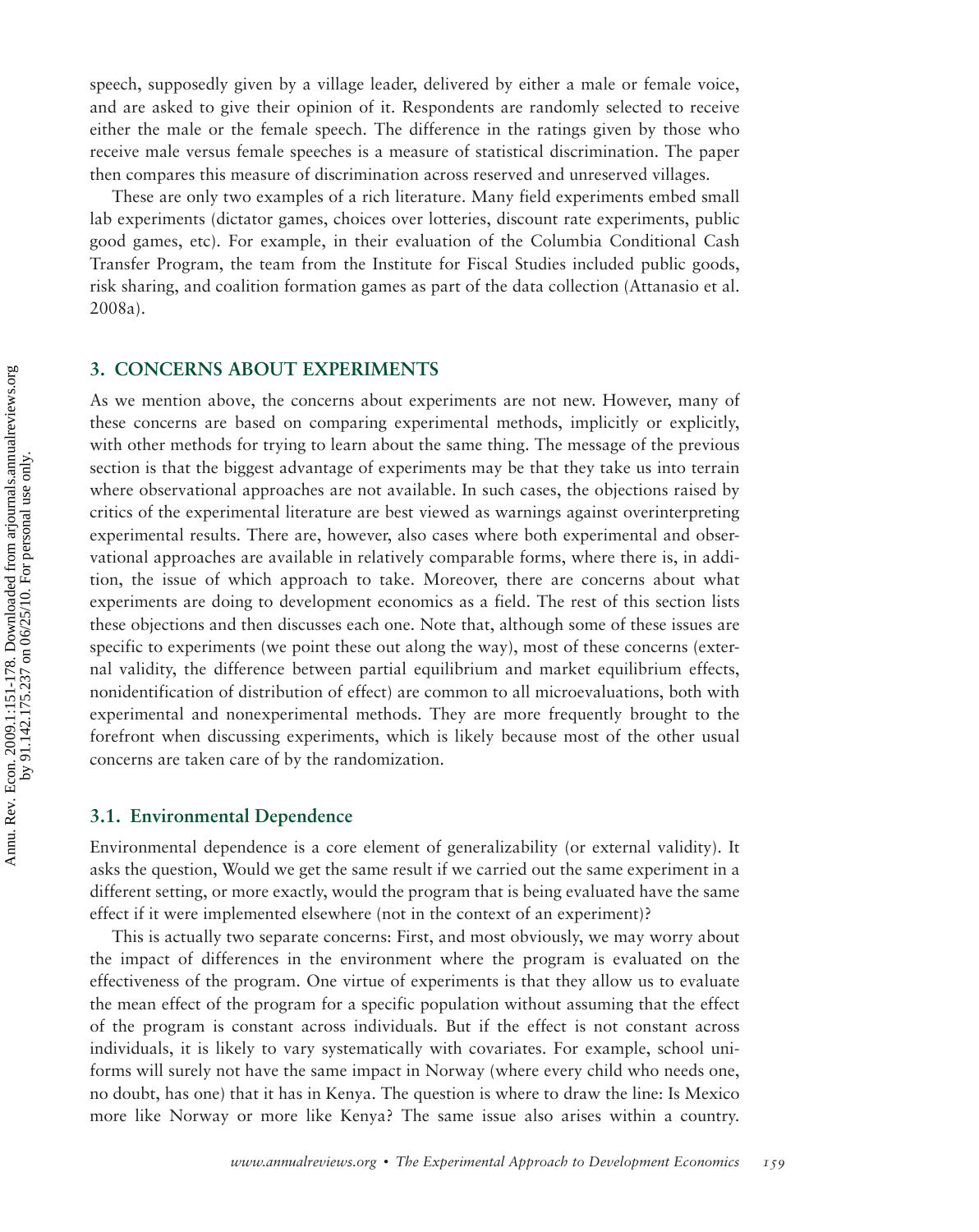speech, supposedly given by a village leader, delivered by either a male or female voice, and are asked to give their opinion of it. Respondents are randomly selected to receive either the male or the female speech. The difference in the ratings given by those who receive male versus female speeches is a measure of statistical discrimination. The paper then compares this measure of discrimination across reserved and unreserved villages.

These are only two examples of a rich literature. Many field experiments embed small lab experiments (dictator games, choices over lotteries, discount rate experiments, public good games, etc). For example, in their evaluation of the Columbia Conditional Cash Transfer Program, the team from the Institute for Fiscal Studies included public goods, risk sharing, and coalition formation games as part of the data collection (Attanasio et al. 2008a).

## 3. CONCERNS ABOUT EXPERIMENTS

As we mention above, the concerns about experiments are not new. However, many of these concerns are based on comparing experimental methods, implicitly or explicitly, with other methods for trying to learn about the same thing. The message of the previous section is that the biggest advantage of experiments may be that they take us into terrain where observational approaches are not available. In such cases, the objections raised by critics of the experimental literature are best viewed as warnings against overinterpreting experimental results. There are, however, also cases where both experimental and observational approaches are available in relatively comparable forms, where there is, in addition, the issue of which approach to take. Moreover, there are concerns about what experiments are doing to development economics as a field. The rest of this section lists these objections and then discusses each one. Note that, although some of these issues are specific to experiments (we point these out along the way), most of these concerns (external validity, the difference between partial equilibrium and market equilibrium effects, nonidentification of distribution of effect) are common to all microevaluations, both with experimental and nonexperimental methods. They are more frequently brought to the forefront when discussing experiments, which is likely because most of the other usual concerns are taken care of by the randomization.

### 3.1. Environmental Dependence

Environmental dependence is a core element of generalizability (or external validity). It asks the question, Would we get the same result if we carried out the same experiment in a different setting, or more exactly, would the program that is being evaluated have the same effect if it were implemented elsewhere (not in the context of an experiment)?

This is actually two separate concerns: First, and most obviously, we may worry about the impact of differences in the environment where the program is evaluated on the effectiveness of the program. One virtue of experiments is that they allow us to evaluate the mean effect of the program for a specific population without assuming that the effect of the program is constant across individuals. But if the effect is not constant across individuals, it is likely to vary systematically with covariates. For example, school uniforms will surely not have the same impact in Norway (where every child who needs one, no doubt, has one) that it has in Kenya. The question is where to draw the line: Is Mexico more like Norway or more like Kenya? The same issue also arises within a country.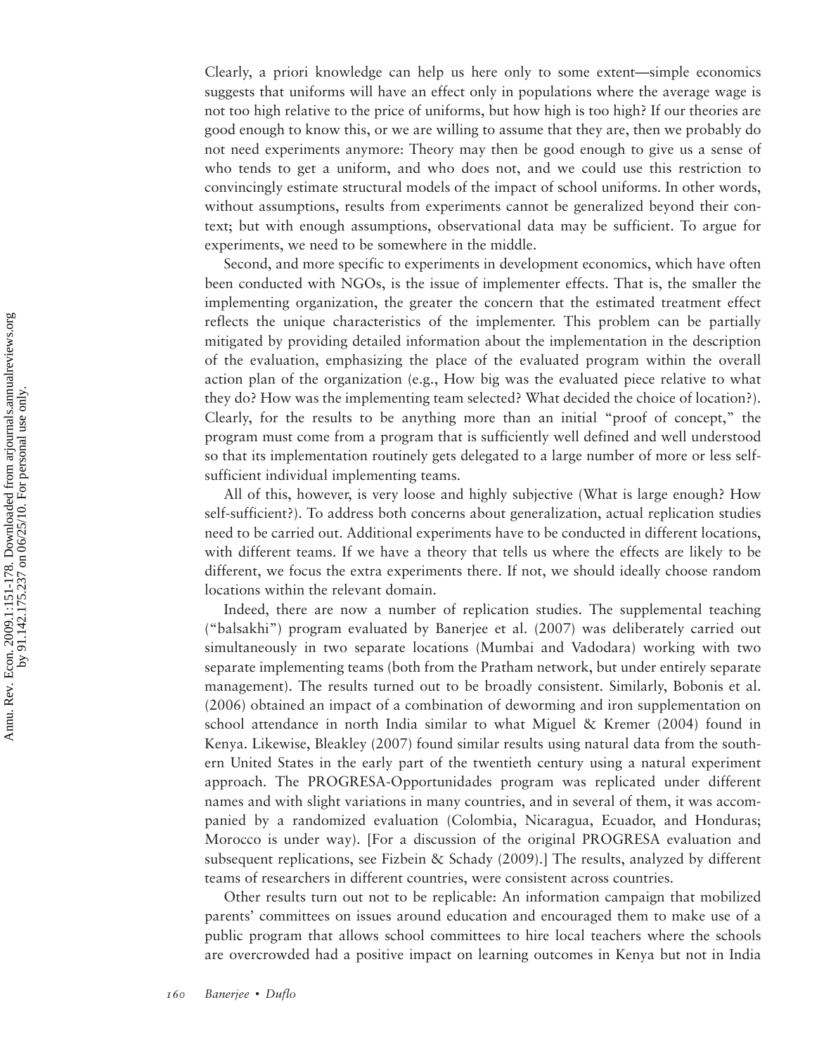Clearly, a priori knowledge can help us here only to some extent—simple economics suggests that uniforms will have an effect only in populations where the average wage is not too high relative to the price of uniforms, but how high is too high? If our theories are good enough to know this, or we are willing to assume that they are, then we probably do not need experiments anymore: Theory may then be good enough to give us a sense of who tends to get a uniform, and who does not, and we could use this restriction to convincingly estimate structural models of the impact of school uniforms. In other words, without assumptions, results from experiments cannot be generalized beyond their context; but with enough assumptions, observational data may be sufficient. To argue for experiments, we need to be somewhere in the middle.

Second, and more specific to experiments in development economics, which have often been conducted with NGOs, is the issue of implementer effects. That is, the smaller the implementing organization, the greater the concern that the estimated treatment effect reflects the unique characteristics of the implementer. This problem can be partially mitigated by providing detailed information about the implementation in the description of the evaluation, emphasizing the place of the evaluated program within the overall action plan of the organization (e.g., How big was the evaluated piece relative to what they do? How was the implementing team selected? What decided the choice of location?). Clearly, for the results to be anything more than an initial "proof of concept," the program must come from a program that is sufficiently well defined and well understood so that its implementation routinely gets delegated to a large number of more or less self-sufficient individual implementing teams.

All of this, however, is very loose and highly subjective (What is large enough? How self-sufficient?). To address both concerns about generalization, actual replication studies need to be carried out. Additional experiments have to be conducted in different locations, with different teams. If we have a theory that tells us where the effects are likely to be different, we focus the extra experiments there. If not, we should ideally choose random locations within the relevant domain.

Indeed, there are now a number of replication studies. The supplemental teaching ("balsakhi") program evaluated by Banerjee et al. (2007) was deliberately carried out simultaneously in two separate locations (Mumbai and Vadodara) working with two separate implementing teams (both from the Pratham network, but under entirely separate management). The results turned out to be broadly consistent. Similarly, Bobonis et al. (2006) obtained an impact of a combination of deworming and iron supplementation on school attendance in north India similar to what Miguel & Kremer (2004) found in Kenya. Likewise, Bleakley (2007) found similar results using natural data from the southern United States in the early part of the twentieth century using a natural experiment approach. The PROGRESA-Opportunidades program was replicated under different names and with slight variations in many countries, and in several of them, it was accompanied by a randomized evaluation (Colombia, Nicaragua, Ecuador, and Honduras; Morocco is under way). [For a discussion of the original PROGRESA evaluation and subsequent replications, see Fizbein & Schady (2009).] The results, analyzed by different teams of researchers in different countries, were consistent across countries.

Other results turn out not to be replicable: An information campaign that mobilized parents' committees on issues around education and encouraged them to make use of a public program that allows school committees to hire local teachers where the schools are overcrowded had a positive impact on learning outcomes in Kenya but not in India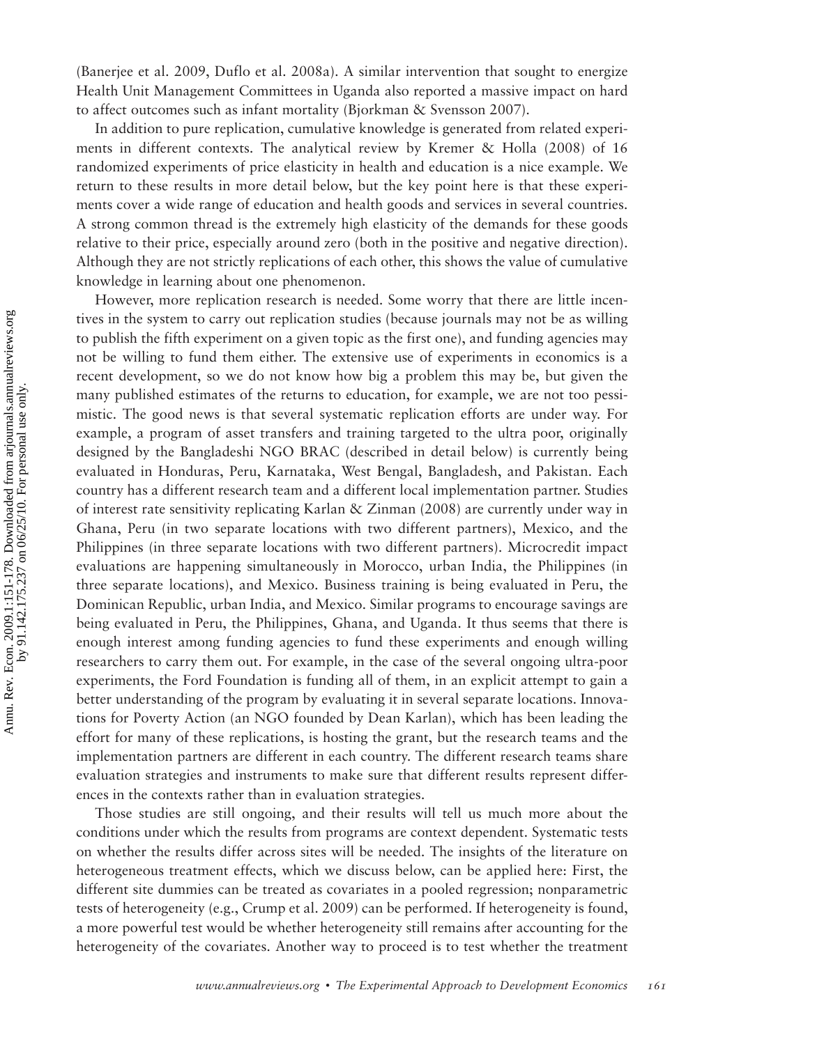(Banerjee et al. 2009, Duflo et al. 2008a). A similar intervention that sought to energize Health Unit Management Committees in Uganda also reported a massive impact on hard to affect outcomes such as infant mortality (Bjorkman & Svensson 2007).

In addition to pure replication, cumulative knowledge is generated from related experiments in different contexts. The analytical review by Kremer & Holla (2008) of 16 randomized experiments of price elasticity in health and education is a nice example. We return to these results in more detail below, but the key point here is that these experiments cover a wide range of education and health goods and services in several countries. A strong common thread is the extremely high elasticity of the demands for these goods relative to their price, especially around zero (both in the positive and negative direction). Although they are not strictly replications of each other, this shows the value of cumulative knowledge in learning about one phenomenon.

However, more replication research is needed. Some worry that there are little incentives in the system to carry out replication studies (because journals may not be as willing to publish the fifth experiment on a given topic as the first one), and funding agencies may not be willing to fund them either. The extensive use of experiments in economics is a recent development, so we do not know how big a problem this may be, but given the many published estimates of the returns to education, for example, we are not too pessimistic. The good news is that several systematic replication efforts are under way. For example, a program of asset transfers and training targeted to the ultra poor, originally designed by the Bangladeshi NGO BRAC (described in detail below) is currently being evaluated in Honduras, Peru, Karnataka, West Bengal, Bangladesh, and Pakistan. Each country has a different research team and a different local implementation partner. Studies of interest rate sensitivity replicating Karlan & Zinman (2008) are currently under way in Ghana, Peru (in two separate locations with two different partners), Mexico, and the Philippines (in three separate locations with two different partners). Microcredit impact evaluations are happening simultaneously in Morocco, urban India, the Philippines (in three separate locations), and Mexico. Business training is being evaluated in Peru, the Dominican Republic, urban India, and Mexico. Similar programs to encourage savings are being evaluated in Peru, the Philippines, Ghana, and Uganda. It thus seems that there is enough interest among funding agencies to fund these experiments and enough willing researchers to carry them out. For example, in the case of the several ongoing ultra-poor experiments, the Ford Foundation is funding all of them, in an explicit attempt to gain a better understanding of the program by evaluating it in several separate locations. Innovations for Poverty Action (an NGO founded by Dean Karlan), which has been leading the effort for many of these replications, is hosting the grant, but the research teams and the implementation partners are different in each country. The different research teams share evaluation strategies and instruments to make sure that different results represent differences in the contexts rather than in evaluation strategies.

Those studies are still ongoing, and their results will tell us much more about the conditions under which the results from programs are context dependent. Systematic tests on whether the results differ across sites will be needed. The insights of the literature on heterogeneous treatment effects, which we discuss below, can be applied here: First, the different site dummies can be treated as covariates in a pooled regression; nonparametric tests of heterogeneity (e.g., Crump et al. 2009) can be performed. If heterogeneity is found, a more powerful test would be whether heterogeneity still remains after accounting for the heterogeneity of the covariates. Another way to proceed is to test whether the treatment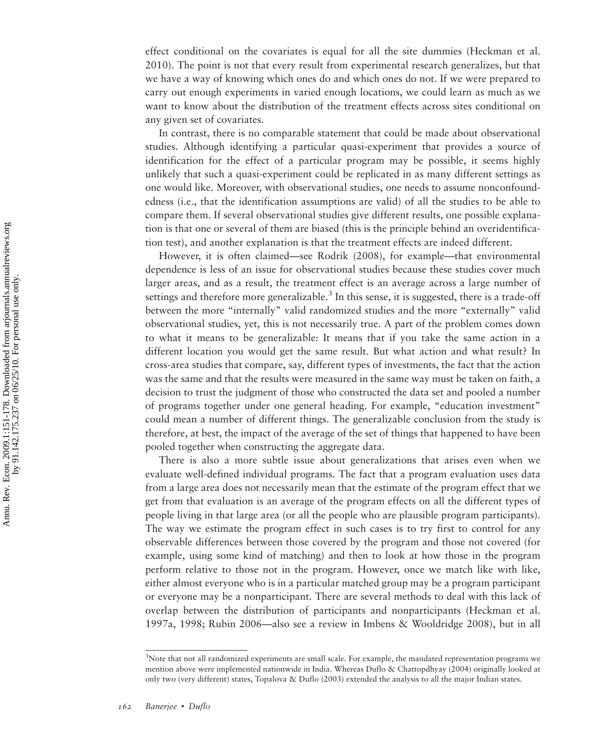effect conditional on the covariates is equal for all the site dummies (Heckman et al. 2010). The point is not that every result from experimental research generalizes, but that we have a way of knowing which ones do and which ones do not. If we were prepared to carry out enough experiments in varied enough locations, we could learn as much as we want to know about the distribution of the treatment effects across sites conditional on any given set of covariates.

In contrast, there is no comparable statement that could be made about observational studies. Although identifying a particular quasi-experiment that provides a source of identification for the effect of a particular program may be possible, it seems highly unlikely that such a quasi-experiment could be replicated in as many different settings as one would like. Moreover, with observational studies, one needs to assume nonconfoundedness (i.e., that the identification assumptions are valid) of all the studies to be able to compare them. If several observational studies give different results, one possible explanation is that one or several of them are biased (this is the principle behind an overidentification test), and another explanation is that the treatment effects are indeed different.

However, it is often claimed—see Rodrik (2008), for example—that environmental dependence is less of an issue for observational studies because these studies cover much larger areas, and as a result, the treatment effect is an average across a large number of settings and therefore more generalizable.[3] In this sense, it is suggested, there is a trade-off between the more "internally" valid randomized studies and the more "externally" valid observational studies, yet, this is not necessarily true. A part of the problem comes down to what it means to be generalizable: It means that if you take the same action in a different location you would get the same result. But what action and what result? In cross-area studies that compare, say, different types of investments, the fact that the action was the same and that the results were measured in the same way must be taken on faith, a decision to trust the judgment of those who constructed the data set and pooled a number of programs together under one general heading. For example, "education investment" could mean a number of different things. The generalizable conclusion from the study is therefore, at best, the impact of the average of the set of things that happened to have been pooled together when constructing the aggregate data.

There is also a more subtle issue about generalizations that arises even when we evaluate well-defined individual programs. The fact that a program evaluation uses data from a large area does not necessarily mean that the estimate of the program effect that we get from that evaluation is an average of the program effects on all the different types of people living in that large area (or all the people who are plausible program participants). The way we estimate the program effect in such cases is to try first to control for any observable differences between those covered by the program and those not covered (for example, using some kind of matching) and then to look at how those in the program perform relative to those not in the program. However, once we match like with like, either almost everyone who is in a particular matched group may be a program participant or everyone may be a nonparticipant. There are several methods to deal with this lack of overlap between the distribution of participants and nonparticipants (Heckman et al. 1997a, 1998; Rubin 2006—also see a review in Imbens & Wooldridge 2008), but in all

---

[3] Note that not all randomized experiments are small scale. For example, the mandated representation programs we mention above were implemented nationwide in India. Whereas Duflo & Chattopdhyay (2004) originally looked at only two (very different) states, Topalova & Duflo (2003) extended the analysis to all the major Indian states.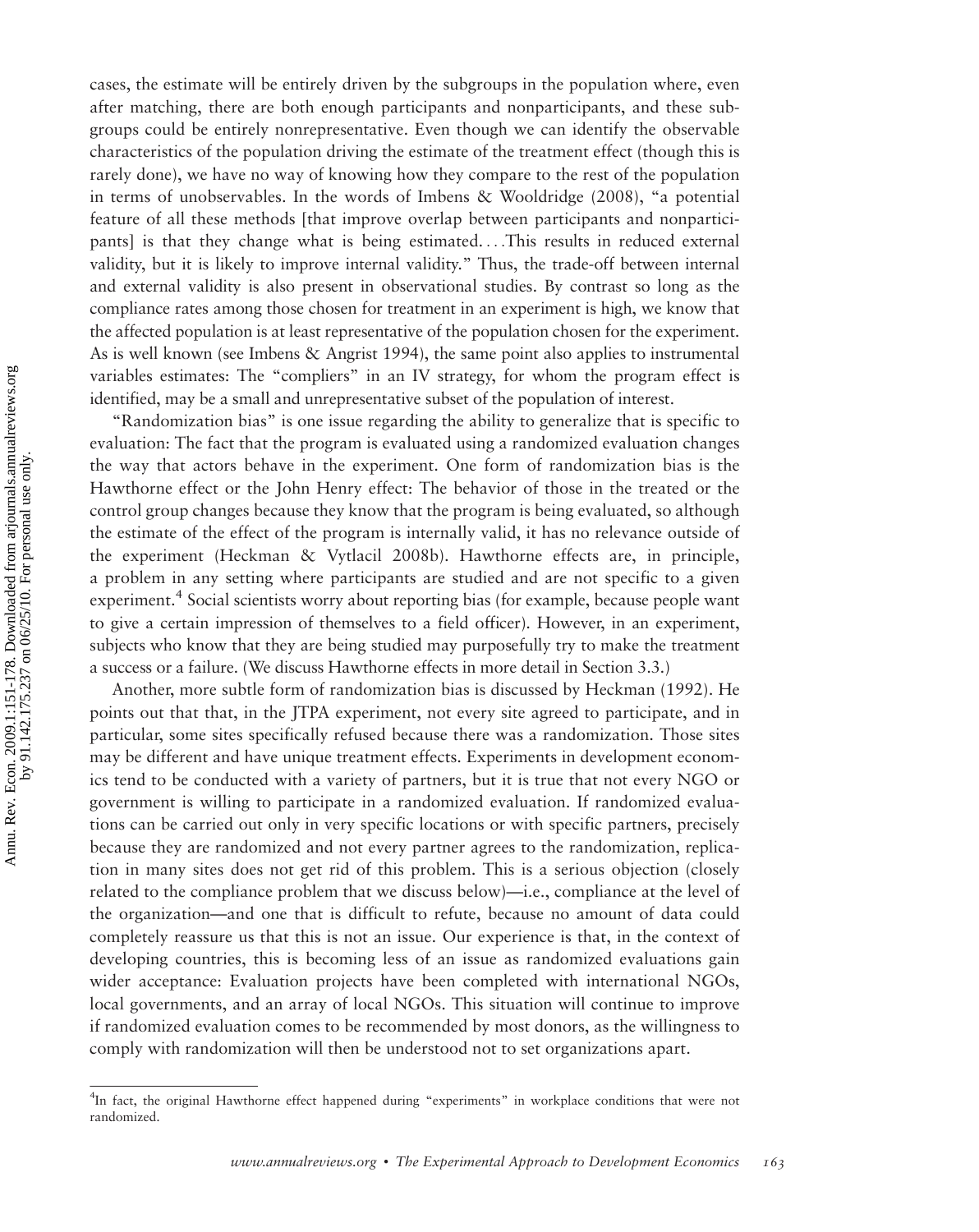cases, the estimate will be entirely driven by the subgroups in the population where, even after matching, there are both enough participants and nonparticipants, and these subgroups could be entirely nonrepresentative. Even though we can identify the observable characteristics of the population driving the estimate of the treatment effect (though this is rarely done), we have no way of knowing how they compare to the rest of the population in terms of unobservables. In the words of Imbens & Wooldridge (2008), "a potential feature of all these methods [that improve overlap between participants and nonparticipants] is that they change what is being estimated. . . .This results in reduced external validity, but it is likely to improve internal validity." Thus, the trade-off between internal and external validity is also present in observational studies. By contrast so long as the compliance rates among those chosen for treatment in an experiment is high, we know that the affected population is at least representative of the population chosen for the experiment. As is well known (see Imbens & Angrist 1994), the same point also applies to instrumental variables estimates: The "compliers" in an IV strategy, for whom the program effect is identified, may be a small and unrepresentative subset of the population of interest.

"Randomization bias" is one issue regarding the ability to generalize that is specific to evaluation: The fact that the program is evaluated using a randomized evaluation changes the way that actors behave in the experiment. One form of randomization bias is the Hawthorne effect or the John Henry effect: The behavior of those in the treated or the control group changes because they know that the program is being evaluated, so although the estimate of the effect of the program is internally valid, it has no relevance outside of the experiment (Heckman & Vytlacil 2008b). Hawthorne effects are, in principle, a problem in any setting where participants are studied and are not specific to a given experiment.[4] Social scientists worry about reporting bias (for example, because people want to give a certain impression of themselves to a field officer). However, in an experiment, subjects who know that they are being studied may purposefully try to make the treatment a success or a failure. (We discuss Hawthorne effects in more detail in Section 3.3.)

Another, more subtle form of randomization bias is discussed by Heckman (1992). He points out that that, in the JTPA experiment, not every site agreed to participate, and in particular, some sites specifically refused because there was a randomization. Those sites may be different and have unique treatment effects. Experiments in development economics tend to be conducted with a variety of partners, but it is true that not every NGO or government is willing to participate in a randomized evaluation. If randomized evaluations can be carried out only in very specific locations or with specific partners, precisely because they are randomized and not every partner agrees to the randomization, replication in many sites does not get rid of this problem. This is a serious objection (closely related to the compliance problem that we discuss below)—i.e., compliance at the level of the organization—and one that is difficult to refute, because no amount of data could completely reassure us that this is not an issue. Our experience is that, in the context of developing countries, this is becoming less of an issue as randomized evaluations gain wider acceptance: Evaluation projects have been completed with international NGOs, local governments, and an array of local NGOs. This situation will continue to improve if randomized evaluation comes to be recommended by most donors, as the willingness to comply with randomization will then be understood not to set organizations apart.

[4]In fact, the original Hawthorne effect happened during "experiments" in workplace conditions that were not randomized.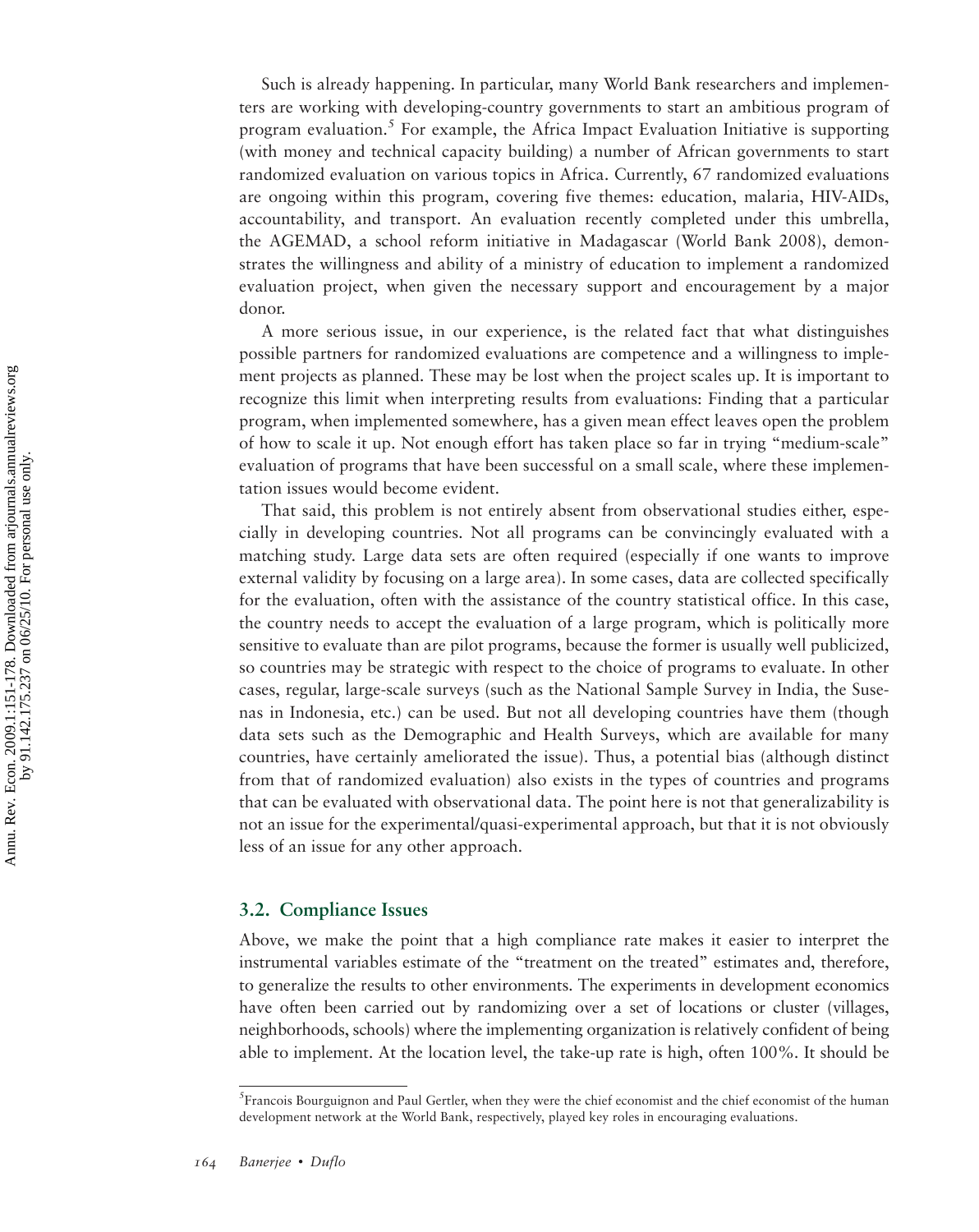Such is already happening. In particular, many World Bank researchers and implementers are working with developing-country governments to start an ambitious program of program evaluation.[5] For example, the Africa Impact Evaluation Initiative is supporting (with money and technical capacity building) a number of African governments to start randomized evaluation on various topics in Africa. Currently, 67 randomized evaluations are ongoing within this program, covering five themes: education, malaria, HIV-AIDs, accountability, and transport. An evaluation recently completed under this umbrella, the AGEMAD, a school reform initiative in Madagascar (World Bank 2008), demonstrates the willingness and ability of a ministry of education to implement a randomized evaluation project, when given the necessary support and encouragement by a major donor.

A more serious issue, in our experience, is the related fact that what distinguishes possible partners for randomized evaluations are competence and a willingness to implement projects as planned. These may be lost when the project scales up. It is important to recognize this limit when interpreting results from evaluations: Finding that a particular program, when implemented somewhere, has a given mean effect leaves open the problem of how to scale it up. Not enough effort has taken place so far in trying "medium-scale" evaluation of programs that have been successful on a small scale, where these implementation issues would become evident.

That said, this problem is not entirely absent from observational studies either, especially in developing countries. Not all programs can be convincingly evaluated with a matching study. Large data sets are often required (especially if one wants to improve external validity by focusing on a large area). In some cases, data are collected specifically for the evaluation, often with the assistance of the country statistical office. In this case, the country needs to accept the evaluation of a large program, which is politically more sensitive to evaluate than are pilot programs, because the former is usually well publicized, so countries may be strategic with respect to the choice of programs to evaluate. In other cases, regular, large-scale surveys (such as the National Sample Survey in India, the Susenas in Indonesia, etc.) can be used. But not all developing countries have them (though data sets such as the Demographic and Health Surveys, which are available for many countries, have certainly ameliorated the issue). Thus, a potential bias (although distinct from that of randomized evaluation) also exists in the types of countries and programs that can be evaluated with observational data. The point here is not that generalizability is not an issue for the experimental/quasi-experimental approach, but that it is not obviously less of an issue for any other approach.

### 3.2. Compliance Issues

Above, we make the point that a high compliance rate makes it easier to interpret the instrumental variables estimate of the "treatment on the treated" estimates and, therefore, to generalize the results to other environments. The experiments in development economics have often been carried out by randomizing over a set of locations or cluster (villages, neighborhoods, schools) where the implementing organization is relatively confident of being able to implement. At the location level, the take-up rate is high, often 100%. It should be

[5] Francois Bourguignon and Paul Gertler, when they were the chief economist and the chief economist of the human development network at the World Bank, respectively, played key roles in encouraging evaluations.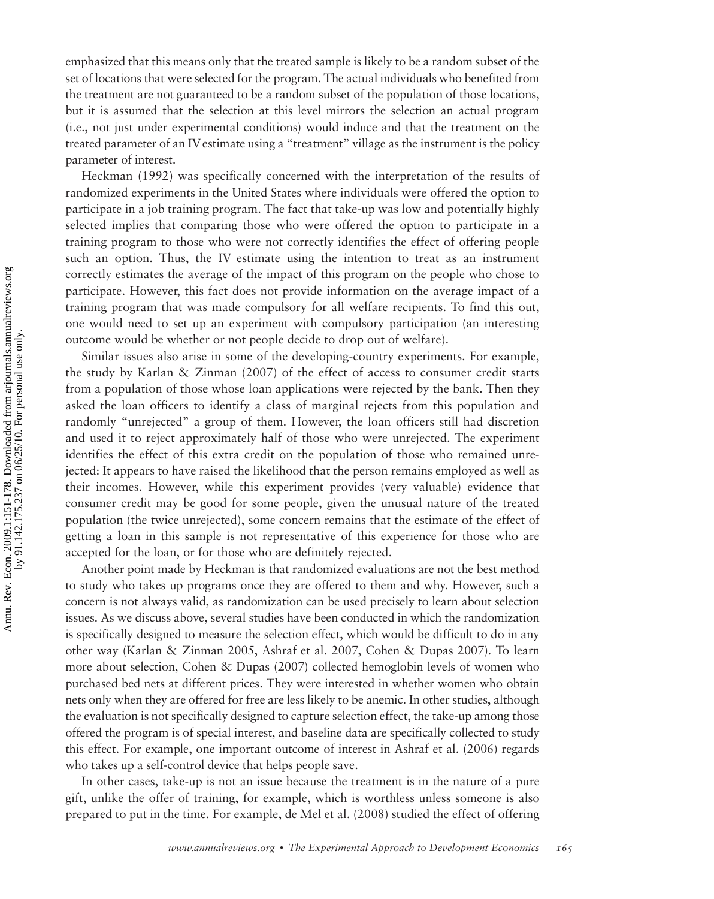emphasized that this means only that the treated sample is likely to be a random subset of the set of locations that were selected for the program. The actual individuals who benefited from the treatment are not guaranteed to be a random subset of the population of those locations, but it is assumed that the selection at this level mirrors the selection an actual program (i.e., not just under experimental conditions) would induce and that the treatment on the treated parameter of an IV estimate using a "treatment" village as the instrument is the policy parameter of interest.

Heckman (1992) was specifically concerned with the interpretation of the results of randomized experiments in the United States where individuals were offered the option to participate in a job training program. The fact that take-up was low and potentially highly selected implies that comparing those who were offered the option to participate in a training program to those who were not correctly identifies the effect of offering people such an option. Thus, the IV estimate using the intention to treat as an instrument correctly estimates the average of the impact of this program on the people who chose to participate. However, this fact does not provide information on the average impact of a training program that was made compulsory for all welfare recipients. To find this out, one would need to set up an experiment with compulsory participation (an interesting outcome would be whether or not people decide to drop out of welfare).

Similar issues also arise in some of the developing-country experiments. For example, the study by Karlan & Zinman (2007) of the effect of access to consumer credit starts from a population of those whose loan applications were rejected by the bank. Then they asked the loan officers to identify a class of marginal rejects from this population and randomly "unrejected" a group of them. However, the loan officers still had discretion and used it to reject approximately half of those who were unrejected. The experiment identifies the effect of this extra credit on the population of those who remained unrejected: It appears to have raised the likelihood that the person remains employed as well as their incomes. However, while this experiment provides (very valuable) evidence that consumer credit may be good for some people, given the unusual nature of the treated population (the twice unrejected), some concern remains that the estimate of the effect of getting a loan in this sample is not representative of this experience for those who are accepted for the loan, or for those who are definitely rejected.

Another point made by Heckman is that randomized evaluations are not the best method to study who takes up programs once they are offered to them and why. However, such a concern is not always valid, as randomization can be used precisely to learn about selection issues. As we discuss above, several studies have been conducted in which the randomization is specifically designed to measure the selection effect, which would be difficult to do in any other way (Karlan & Zinman 2005, Ashraf et al. 2007, Cohen & Dupas 2007). To learn more about selection, Cohen & Dupas (2007) collected hemoglobin levels of women who purchased bed nets at different prices. They were interested in whether women who obtain nets only when they are offered for free are less likely to be anemic. In other studies, although the evaluation is not specifically designed to capture selection effect, the take-up among those offered the program is of special interest, and baseline data are specifically collected to study this effect. For example, one important outcome of interest in Ashraf et al. (2006) regards who takes up a self-control device that helps people save.

In other cases, take-up is not an issue because the treatment is in the nature of a pure gift, unlike the offer of training, for example, which is worthless unless someone is also prepared to put in the time. For example, de Mel et al. (2008) studied the effect of offering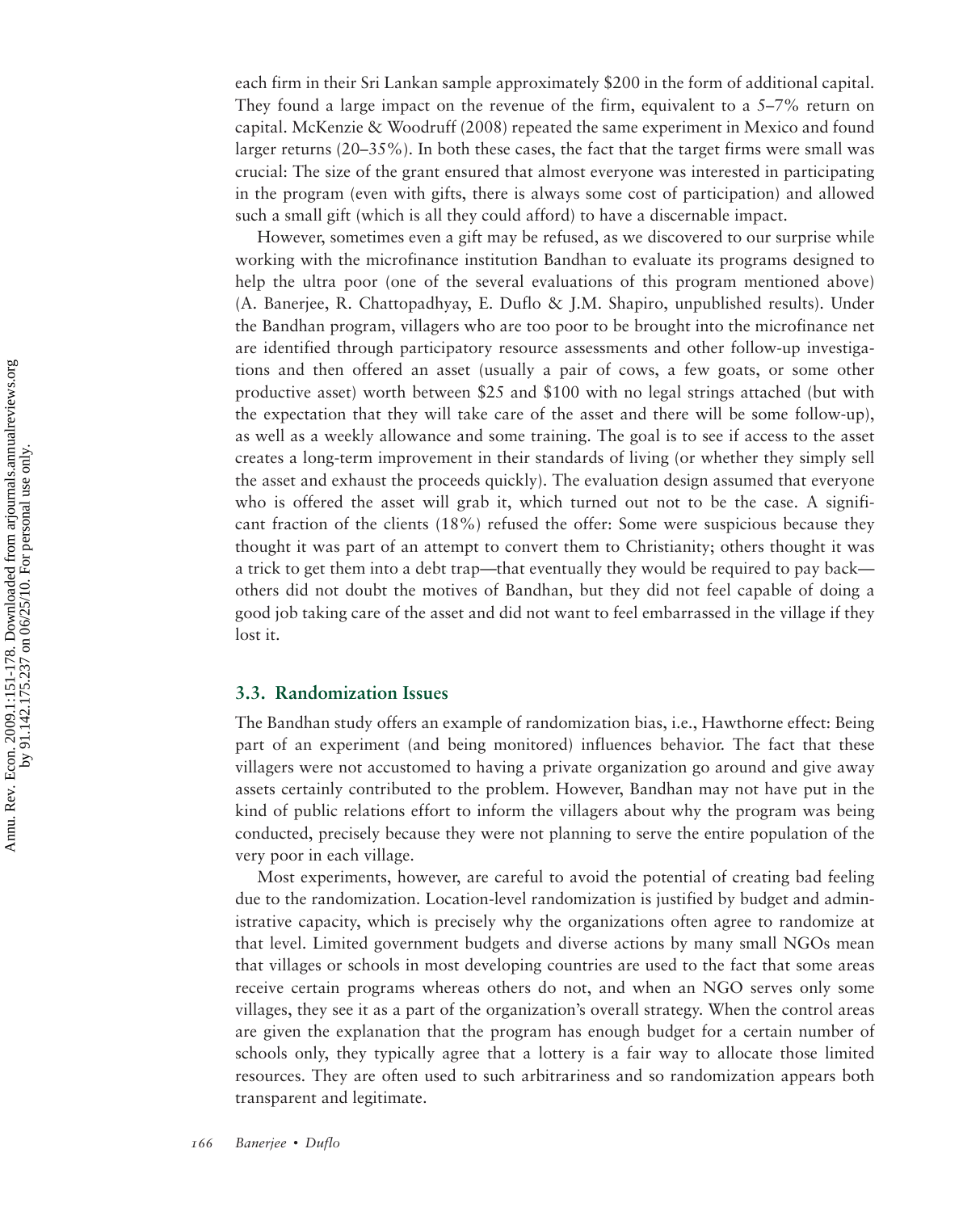each firm in their Sri Lankan sample approximately $200 in the form of additional capital. They found a large impact on the revenue of the firm, equivalent to a 5–7% return on capital. McKenzie & Woodruff (2008) repeated the same experiment in Mexico and found larger returns (20–35%). In both these cases, the fact that the target firms were small was crucial: The size of the grant ensured that almost everyone was interested in participating in the program (even with gifts, there is always some cost of participation) and allowed such a small gift (which is all they could afford) to have a discernable impact.

However, sometimes even a gift may be refused, as we discovered to our surprise while working with the microfinance institution Bandhan to evaluate its programs designed to help the ultra poor (one of the several evaluations of this program mentioned above) (A. Banerjee, R. Chattopadhyay, E. Duflo & J.M. Shapiro, unpublished results). Under the Bandhan program, villagers who are too poor to be brought into the microfinance net are identified through participatory resource assessments and other follow-up investigations and then offered an asset (usually a pair of cows, a few goats, or some other productive asset) worth between $25 and $100 with no legal strings attached (but with the expectation that they will take care of the asset and there will be some follow-up), as well as a weekly allowance and some training. The goal is to see if access to the asset creates a long-term improvement in their standards of living (or whether they simply sell the asset and exhaust the proceeds quickly). The evaluation design assumed that everyone who is offered the asset will grab it, which turned out not to be the case. A significant fraction of the clients (18%) refused the offer: Some were suspicious because they thought it was part of an attempt to convert them to Christianity; others thought it was a trick to get them into a debt trap—that eventually they would be required to pay back—others did not doubt the motives of Bandhan, but they did not feel capable of doing a good job taking care of the asset and did not want to feel embarrassed in the village if they lost it.

### 3.3. Randomization Issues

The Bandhan study offers an example of randomization bias, i.e., Hawthorne effect: Being part of an experiment (and being monitored) influences behavior. The fact that these villagers were not accustomed to having a private organization go around and give away assets certainly contributed to the problem. However, Bandhan may not have put in the kind of public relations effort to inform the villagers about why the program was being conducted, precisely because they were not planning to serve the entire population of the very poor in each village.

Most experiments, however, are careful to avoid the potential of creating bad feeling due to the randomization. Location-level randomization is justified by budget and administrative capacity, which is precisely why the organizations often agree to randomize at that level. Limited government budgets and diverse actions by many small NGOs mean that villages or schools in most developing countries are used to the fact that some areas receive certain programs whereas others do not, and when an NGO serves only some villages, they see it as a part of the organization's overall strategy. When the control areas are given the explanation that the program has enough budget for a certain number of schools only, they typically agree that a lottery is a fair way to allocate those limited resources. They are often used to such arbitrariness and so randomization appears both transparent and legitimate.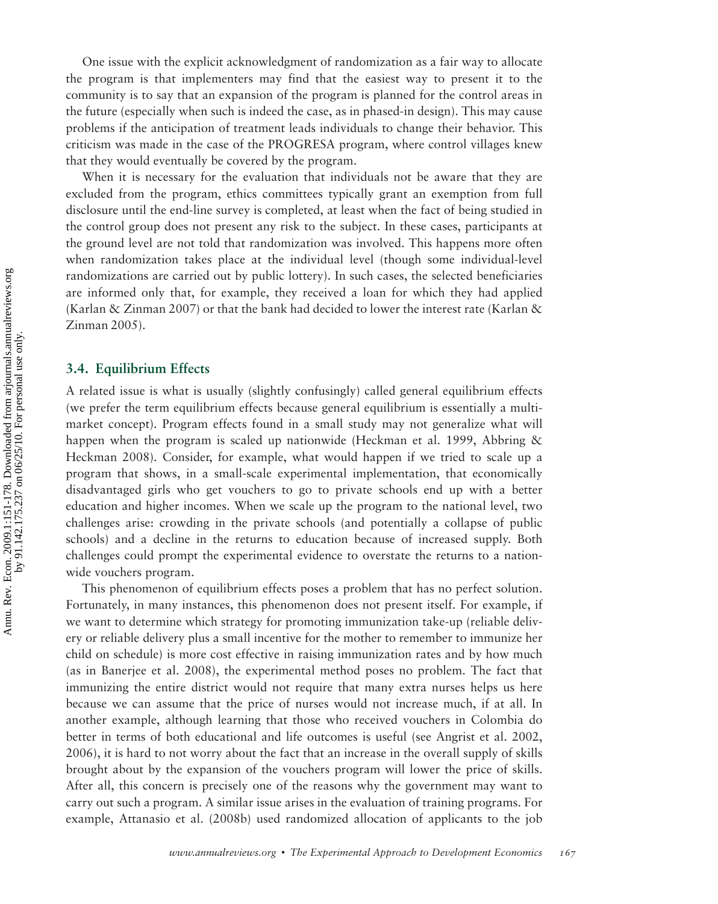One issue with the explicit acknowledgment of randomization as a fair way to allocate the program is that implementers may find that the easiest way to present it to the community is to say that an expansion of the program is planned for the control areas in the future (especially when such is indeed the case, as in phased-in design). This may cause problems if the anticipation of treatment leads individuals to change their behavior. This criticism was made in the case of the PROGRESA program, where control villages knew that they would eventually be covered by the program.

When it is necessary for the evaluation that individuals not be aware that they are excluded from the program, ethics committees typically grant an exemption from full disclosure until the end-line survey is completed, at least when the fact of being studied in the control group does not present any risk to the subject. In these cases, participants at the ground level are not told that randomization was involved. This happens more often when randomization takes place at the individual level (though some individual-level randomizations are carried out by public lottery). In such cases, the selected beneficiaries are informed only that, for example, they received a loan for which they had applied (Karlan & Zinman 2007) or that the bank had decided to lower the interest rate (Karlan & Zinman 2005).

### 3.4. Equilibrium Effects

A related issue is what is usually (slightly confusingly) called general equilibrium effects (we prefer the term equilibrium effects because general equilibrium is essentially a multi-market concept). Program effects found in a small study may not generalize what will happen when the program is scaled up nationwide (Heckman et al. 1999, Abbring & Heckman 2008). Consider, for example, what would happen if we tried to scale up a program that shows, in a small-scale experimental implementation, that economically disadvantaged girls who get vouchers to go to private schools end up with a better education and higher incomes. When we scale up the program to the national level, two challenges arise: crowding in the private schools (and potentially a collapse of public schools) and a decline in the returns to education because of increased supply. Both challenges could prompt the experimental evidence to overstate the returns to a nationwide vouchers program.

This phenomenon of equilibrium effects poses a problem that has no perfect solution. Fortunately, in many instances, this phenomenon does not present itself. For example, if we want to determine which strategy for promoting immunization take-up (reliable delivery or reliable delivery plus a small incentive for the mother to remember to immunize her child on schedule) is more cost effective in raising immunization rates and by how much (as in Banerjee et al. 2008), the experimental method poses no problem. The fact that immunizing the entire district would not require that many extra nurses helps us here because we can assume that the price of nurses would not increase much, if at all. In another example, although learning that those who received vouchers in Colombia do better in terms of both educational and life outcomes is useful (see Angrist et al. 2002, 2006), it is hard to not worry about the fact that an increase in the overall supply of skills brought about by the expansion of the vouchers program will lower the price of skills. After all, this concern is precisely one of the reasons why the government may want to carry out such a program. A similar issue arises in the evaluation of training programs. For example, Attanasio et al. (2008b) used randomized allocation of applicants to the job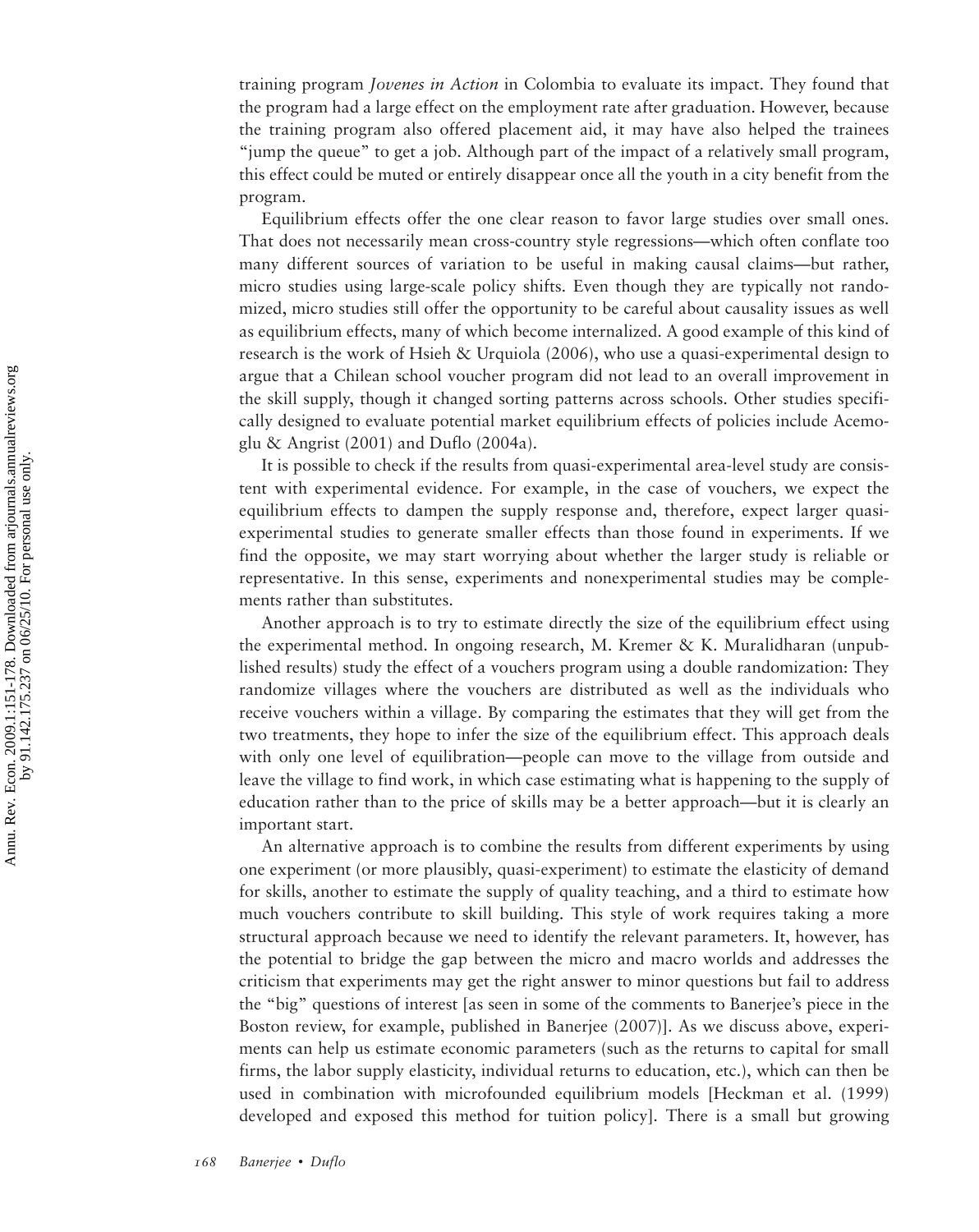training program *Jovenes in Action* in Colombia to evaluate its impact. They found that the program had a large effect on the employment rate after graduation. However, because the training program also offered placement aid, it may have also helped the trainees "jump the queue" to get a job. Although part of the impact of a relatively small program, this effect could be muted or entirely disappear once all the youth in a city benefit from the program.

Equilibrium effects offer the one clear reason to favor large studies over small ones. That does not necessarily mean cross-country style regressions—which often conflate too many different sources of variation to be useful in making causal claims—but rather, micro studies using large-scale policy shifts. Even though they are typically not randomized, micro studies still offer the opportunity to be careful about causality issues as well as equilibrium effects, many of which become internalized. A good example of this kind of research is the work of Hsieh & Urquiola (2006), who use a quasi-experimental design to argue that a Chilean school voucher program did not lead to an overall improvement in the skill supply, though it changed sorting patterns across schools. Other studies specifically designed to evaluate potential market equilibrium effects of policies include Acemoglu & Angrist (2001) and Duflo (2004a).

It is possible to check if the results from quasi-experimental area-level study are consistent with experimental evidence. For example, in the case of vouchers, we expect the equilibrium effects to dampen the supply response and, therefore, expect larger quasi-experimental studies to generate smaller effects than those found in experiments. If we find the opposite, we may start worrying about whether the larger study is reliable or representative. In this sense, experiments and nonexperimental studies may be complements rather than substitutes.

Another approach is to try to estimate directly the size of the equilibrium effect using the experimental method. In ongoing research, M. Kremer & K. Muralidharan (unpublished results) study the effect of a vouchers program using a double randomization: They randomize villages where the vouchers are distributed as well as the individuals who receive vouchers within a village. By comparing the estimates that they will get from the two treatments, they hope to infer the size of the equilibrium effect. This approach deals with only one level of equilibration—people can move to the village from outside and leave the village to find work, in which case estimating what is happening to the supply of education rather than to the price of skills may be a better approach—but it is clearly an important start.

An alternative approach is to combine the results from different experiments by using one experiment (or more plausibly, quasi-experiment) to estimate the elasticity of demand for skills, another to estimate the supply of quality teaching, and a third to estimate how much vouchers contribute to skill building. This style of work requires taking a more structural approach because we need to identify the relevant parameters. It, however, has the potential to bridge the gap between the micro and macro worlds and addresses the criticism that experiments may get the right answer to minor questions but fail to address the "big" questions of interest [as seen in some of the comments to Banerjee's piece in the Boston review, for example, published in Banerjee (2007)]. As we discuss above, experiments can help us estimate economic parameters (such as the returns to capital for small firms, the labor supply elasticity, individual returns to education, etc.), which can then be used in combination with microfounded equilibrium models [Heckman et al. (1999) developed and exposed this method for tuition policy]. There is a small but growing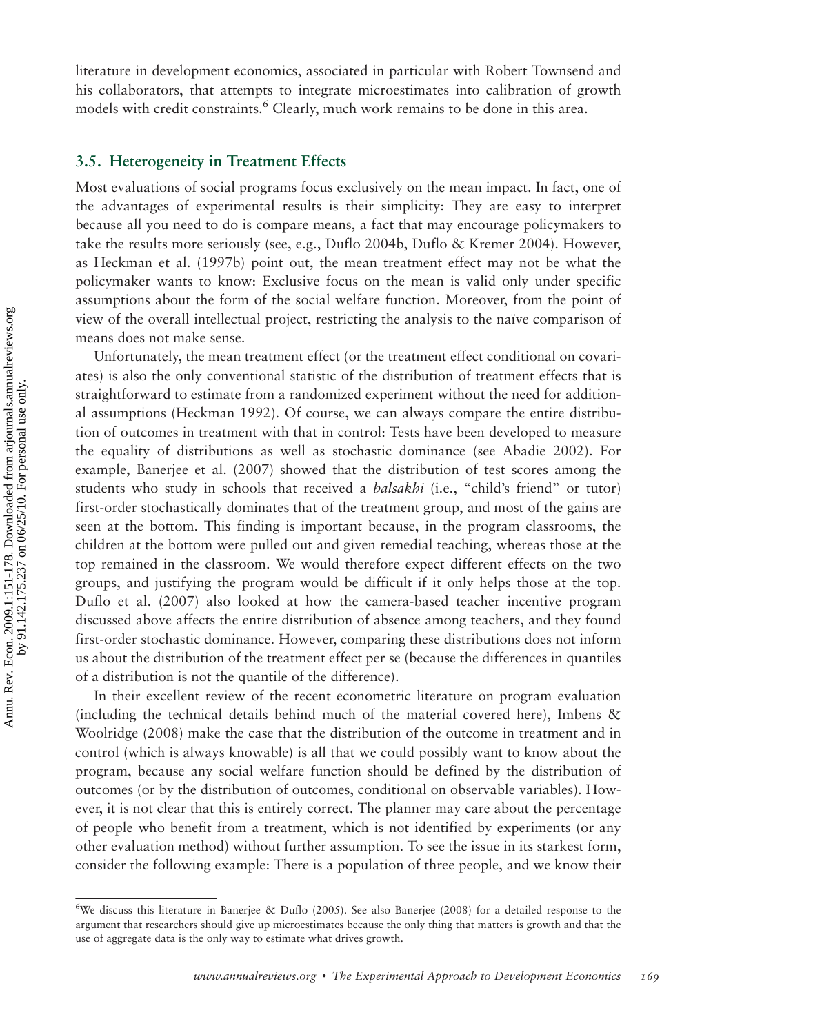literature in development economics, associated in particular with Robert Townsend and his collaborators, that attempts to integrate microestimates into calibration of growth models with credit constraints.[6] Clearly, much work remains to be done in this area.

### 3.5. Heterogeneity in Treatment Effects

Most evaluations of social programs focus exclusively on the mean impact. In fact, one of the advantages of experimental results is their simplicity: They are easy to interpret because all you need to do is compare means, a fact that may encourage policymakers to take the results more seriously (see, e.g., Duflo 2004b, Duflo & Kremer 2004). However, as Heckman et al. (1997b) point out, the mean treatment effect may not be what the policymaker wants to know: Exclusive focus on the mean is valid only under specific assumptions about the form of the social welfare function. Moreover, from the point of view of the overall intellectual project, restricting the analysis to the naïve comparison of means does not make sense.

Unfortunately, the mean treatment effect (or the treatment effect conditional on covariates) is also the only conventional statistic of the distribution of treatment effects that is straightforward to estimate from a randomized experiment without the need for additional assumptions (Heckman 1992). Of course, we can always compare the entire distribution of outcomes in treatment with that in control: Tests have been developed to measure the equality of distributions as well as stochastic dominance (see Abadie 2002). For example, Banerjee et al. (2007) showed that the distribution of test scores among the students who study in schools that received a *balsakhi* (i.e., "child's friend" or tutor) first-order stochastically dominates that of the treatment group, and most of the gains are seen at the bottom. This finding is important because, in the program classrooms, the children at the bottom were pulled out and given remedial teaching, whereas those at the top remained in the classroom. We would therefore expect different effects on the two groups, and justifying the program would be difficult if it only helps those at the top. Duflo et al. (2007) also looked at how the camera-based teacher incentive program discussed above affects the entire distribution of absence among teachers, and they found first-order stochastic dominance. However, comparing these distributions does not inform us about the distribution of the treatment effect per se (because the differences in quantiles of a distribution is not the quantile of the difference).

In their excellent review of the recent econometric literature on program evaluation (including the technical details behind much of the material covered here), Imbens & Woolridge (2008) make the case that the distribution of the outcome in treatment and in control (which is always knowable) is all that we could possibly want to know about the program, because any social welfare function should be defined by the distribution of outcomes (or by the distribution of outcomes, conditional on observable variables). However, it is not clear that this is entirely correct. The planner may care about the percentage of people who benefit from a treatment, which is not identified by experiments (or any other evaluation method) without further assumption. To see the issue in its starkest form, consider the following example: There is a population of three people, and we know their

[6]We discuss this literature in Banerjee & Duflo (2005). See also Banerjee (2008) for a detailed response to the argument that researchers should give up microestimates because the only thing that matters is growth and that the use of aggregate data is the only way to estimate what drives growth.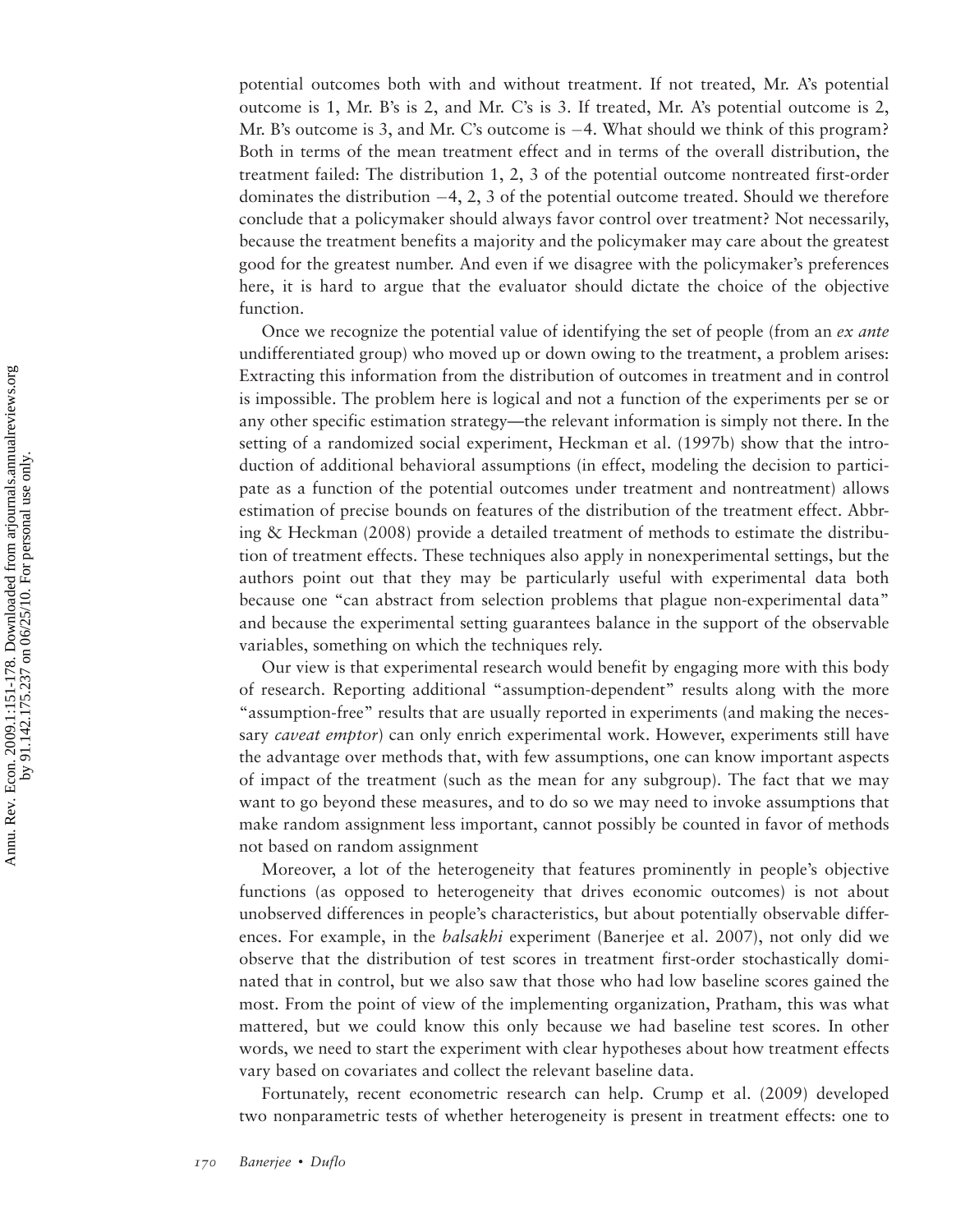potential outcomes both with and without treatment. If not treated, Mr. A's potential outcome is 1, Mr. B's is 2, and Mr. C's is 3. If treated, Mr. A's potential outcome is 2, Mr. B's outcome is 3, and Mr. C's outcome is −4. What should we think of this program? Both in terms of the mean treatment effect and in terms of the overall distribution, the treatment failed: The distribution 1, 2, 3 of the potential outcome nontreated first-order dominates the distribution −4, 2, 3 of the potential outcome treated. Should we therefore conclude that a policymaker should always favor control over treatment? Not necessarily, because the treatment benefits a majority and the policymaker may care about the greatest good for the greatest number. And even if we disagree with the policymaker's preferences here, it is hard to argue that the evaluator should dictate the choice of the objective function.

Once we recognize the potential value of identifying the set of people (from an *ex ante* undifferentiated group) who moved up or down owing to the treatment, a problem arises: Extracting this information from the distribution of outcomes in treatment and in control is impossible. The problem here is logical and not a function of the experiments per se or any other specific estimation strategy—the relevant information is simply not there. In the setting of a randomized social experiment, Heckman et al. (1997b) show that the introduction of additional behavioral assumptions (in effect, modeling the decision to participate as a function of the potential outcomes under treatment and nontreatment) allows estimation of precise bounds on features of the distribution of the treatment effect. Abbring & Heckman (2008) provide a detailed treatment of methods to estimate the distribution of treatment effects. These techniques also apply in nonexperimental settings, but the authors point out that they may be particularly useful with experimental data both because one "can abstract from selection problems that plague non-experimental data" and because the experimental setting guarantees balance in the support of the observable variables, something on which the techniques rely.

Our view is that experimental research would benefit by engaging more with this body of research. Reporting additional "assumption-dependent" results along with the more "assumption-free" results that are usually reported in experiments (and making the necessary *caveat emptor*) can only enrich experimental work. However, experiments still have the advantage over methods that, with few assumptions, one can know important aspects of impact of the treatment (such as the mean for any subgroup). The fact that we may want to go beyond these measures, and to do so we may need to invoke assumptions that make random assignment less important, cannot possibly be counted in favor of methods not based on random assignment

Moreover, a lot of the heterogeneity that features prominently in people's objective functions (as opposed to heterogeneity that drives economic outcomes) is not about unobserved differences in people's characteristics, but about potentially observable differences. For example, in the *balsakhi* experiment (Banerjee et al. 2007), not only did we observe that the distribution of test scores in treatment first-order stochastically dominated that in control, but we also saw that those who had low baseline scores gained the most. From the point of view of the implementing organization, Pratham, this was what mattered, but we could know this only because we had baseline test scores. In other words, we need to start the experiment with clear hypotheses about how treatment effects vary based on covariates and collect the relevant baseline data.

Fortunately, recent econometric research can help. Crump et al. (2009) developed two nonparametric tests of whether heterogeneity is present in treatment effects: one to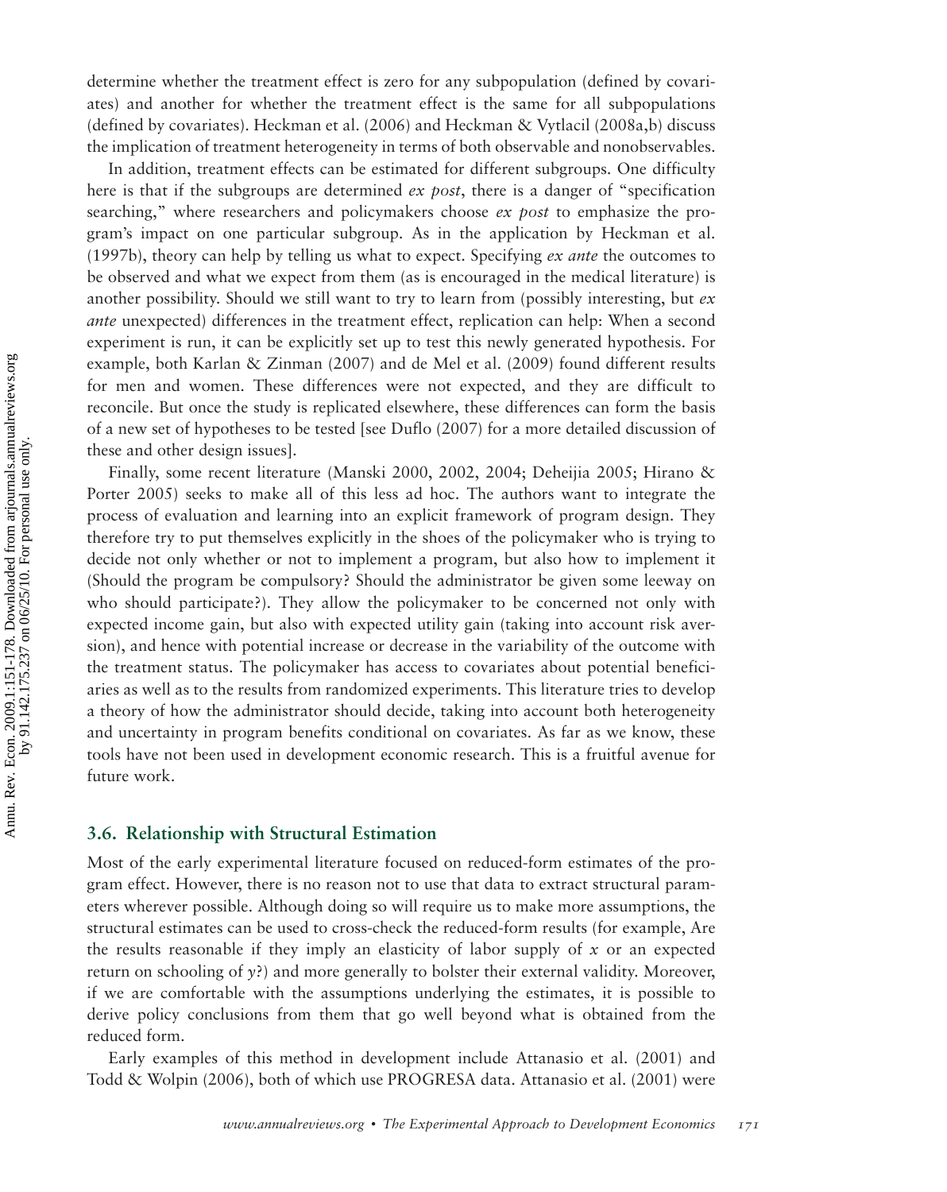determine whether the treatment effect is zero for any subpopulation (defined by covariates) and another for whether the treatment effect is the same for all subpopulations (defined by covariates). Heckman et al. (2006) and Heckman & Vytlacil (2008a,b) discuss the implication of treatment heterogeneity in terms of both observable and nonobservables.

In addition, treatment effects can be estimated for different subgroups. One difficulty here is that if the subgroups are determined *ex post*, there is a danger of "specification searching," where researchers and policymakers choose *ex post* to emphasize the program's impact on one particular subgroup. As in the application by Heckman et al. (1997b), theory can help by telling us what to expect. Specifying *ex ante* the outcomes to be observed and what we expect from them (as is encouraged in the medical literature) is another possibility. Should we still want to try to learn from (possibly interesting, but *ex ante* unexpected) differences in the treatment effect, replication can help: When a second experiment is run, it can be explicitly set up to test this newly generated hypothesis. For example, both Karlan & Zinman (2007) and de Mel et al. (2009) found different results for men and women. These differences were not expected, and they are difficult to reconcile. But once the study is replicated elsewhere, these differences can form the basis of a new set of hypotheses to be tested [see Duflo (2007) for a more detailed discussion of these and other design issues].

Finally, some recent literature (Manski 2000, 2002, 2004; Deheijia 2005; Hirano & Porter 2005) seeks to make all of this less ad hoc. The authors want to integrate the process of evaluation and learning into an explicit framework of program design. They therefore try to put themselves explicitly in the shoes of the policymaker who is trying to decide not only whether or not to implement a program, but also how to implement it (Should the program be compulsory? Should the administrator be given some leeway on who should participate?). They allow the policymaker to be concerned not only with expected income gain, but also with expected utility gain (taking into account risk aversion), and hence with potential increase or decrease in the variability of the outcome with the treatment status. The policymaker has access to covariates about potential beneficiaries as well as to the results from randomized experiments. This literature tries to develop a theory of how the administrator should decide, taking into account both heterogeneity and uncertainty in program benefits conditional on covariates. As far as we know, these tools have not been used in development economic research. This is a fruitful avenue for future work.

### 3.6. Relationship with Structural Estimation

Most of the early experimental literature focused on reduced-form estimates of the program effect. However, there is no reason not to use that data to extract structural parameters wherever possible. Although doing so will require us to make more assumptions, the structural estimates can be used to cross-check the reduced-form results (for example, Are the results reasonable if they imply an elasticity of labor supply of $x$ or an expected return on schooling of $y$?) and more generally to bolster their external validity. Moreover, if we are comfortable with the assumptions underlying the estimates, it is possible to derive policy conclusions from them that go well beyond what is obtained from the reduced form.

Early examples of this method in development include Attanasio et al. (2001) and Todd & Wolpin (2006), both of which use PROGRESA data. Attanasio et al. (2001) were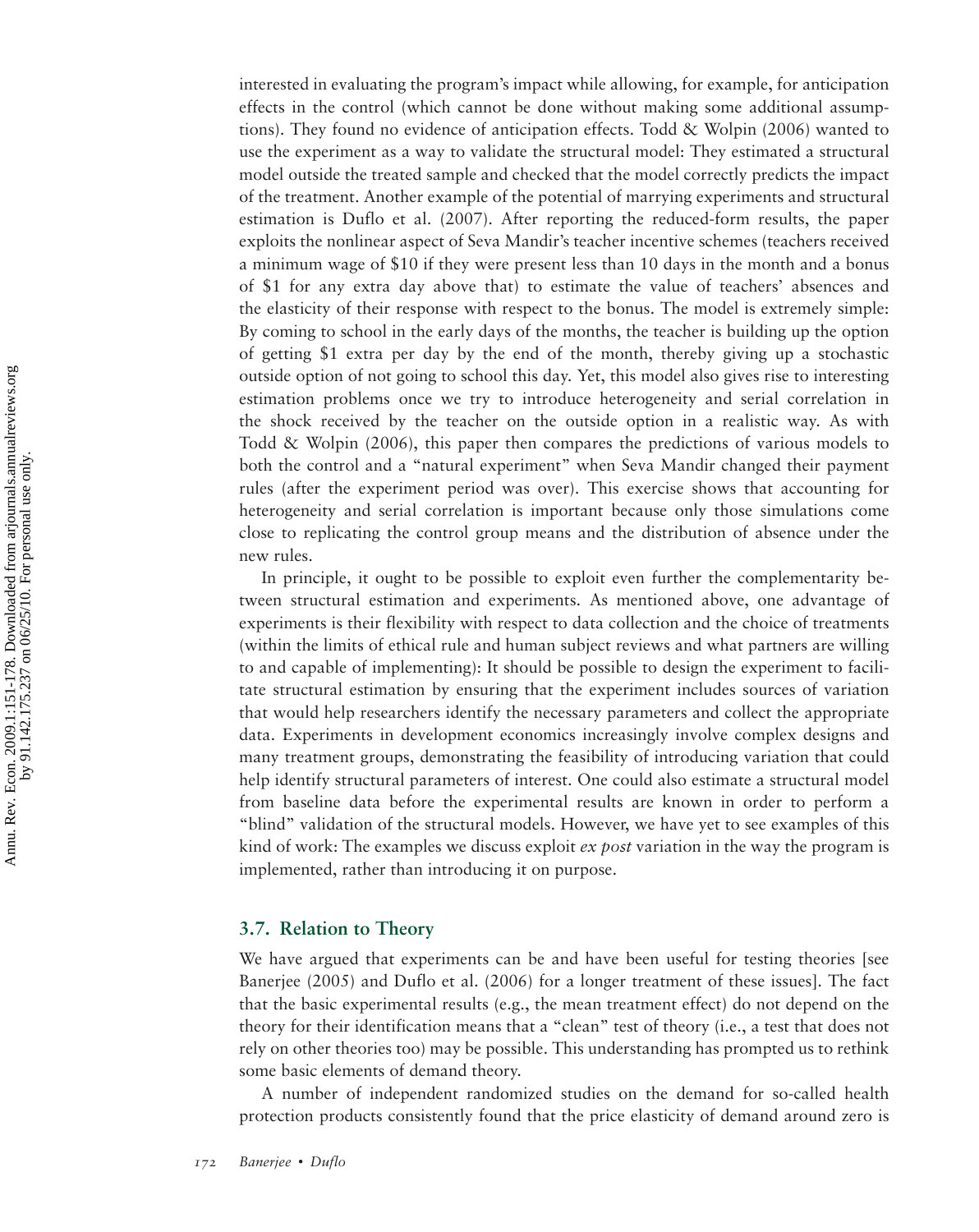interested in evaluating the program's impact while allowing, for example, for anticipation effects in the control (which cannot be done without making some additional assumptions). They found no evidence of anticipation effects. Todd & Wolpin (2006) wanted to use the experiment as a way to validate the structural model: They estimated a structural model outside the treated sample and checked that the model correctly predicts the impact of the treatment. Another example of the potential of marrying experiments and structural estimation is Duflo et al. (2007). After reporting the reduced-form results, the paper exploits the nonlinear aspect of Seva Mandir's teacher incentive schemes (teachers received a minimum wage of $10 if they were present less than 10 days in the month and a bonus of $1 for any extra day above that) to estimate the value of teachers' absences and the elasticity of their response with respect to the bonus. The model is extremely simple: By coming to school in the early days of the months, the teacher is building up the option of getting $1 extra per day by the end of the month, thereby giving up a stochastic outside option of not going to school this day. Yet, this model also gives rise to interesting estimation problems once we try to introduce heterogeneity and serial correlation in the shock received by the teacher on the outside option in a realistic way. As with Todd & Wolpin (2006), this paper then compares the predictions of various models to both the control and a "natural experiment" when Seva Mandir changed their payment rules (after the experiment period was over). This exercise shows that accounting for heterogeneity and serial correlation is important because only those simulations come close to replicating the control group means and the distribution of absence under the new rules.

In principle, it ought to be possible to exploit even further the complementarity between structural estimation and experiments. As mentioned above, one advantage of experiments is their flexibility with respect to data collection and the choice of treatments (within the limits of ethical rule and human subject reviews and what partners are willing to and capable of implementing): It should be possible to design the experiment to facilitate structural estimation by ensuring that the experiment includes sources of variation that would help researchers identify the necessary parameters and collect the appropriate data. Experiments in development economics increasingly involve complex designs and many treatment groups, demonstrating the feasibility of introducing variation that could help identify structural parameters of interest. One could also estimate a structural model from baseline data before the experimental results are known in order to perform a "blind" validation of the structural models. However, we have yet to see examples of this kind of work: The examples we discuss exploit *ex post* variation in the way the program is implemented, rather than introducing it on purpose.

## 3.7. Relation to Theory

We have argued that experiments can be and have been useful for testing theories [see Banerjee (2005) and Duflo et al. (2006) for a longer treatment of these issues]. The fact that the basic experimental results (e.g., the mean treatment effect) do not depend on the theory for their identification means that a "clean" test of theory (i.e., a test that does not rely on other theories too) may be possible. This understanding has prompted us to rethink some basic elements of demand theory.

A number of independent randomized studies on the demand for so-called health protection products consistently found that the price elasticity of demand around zero is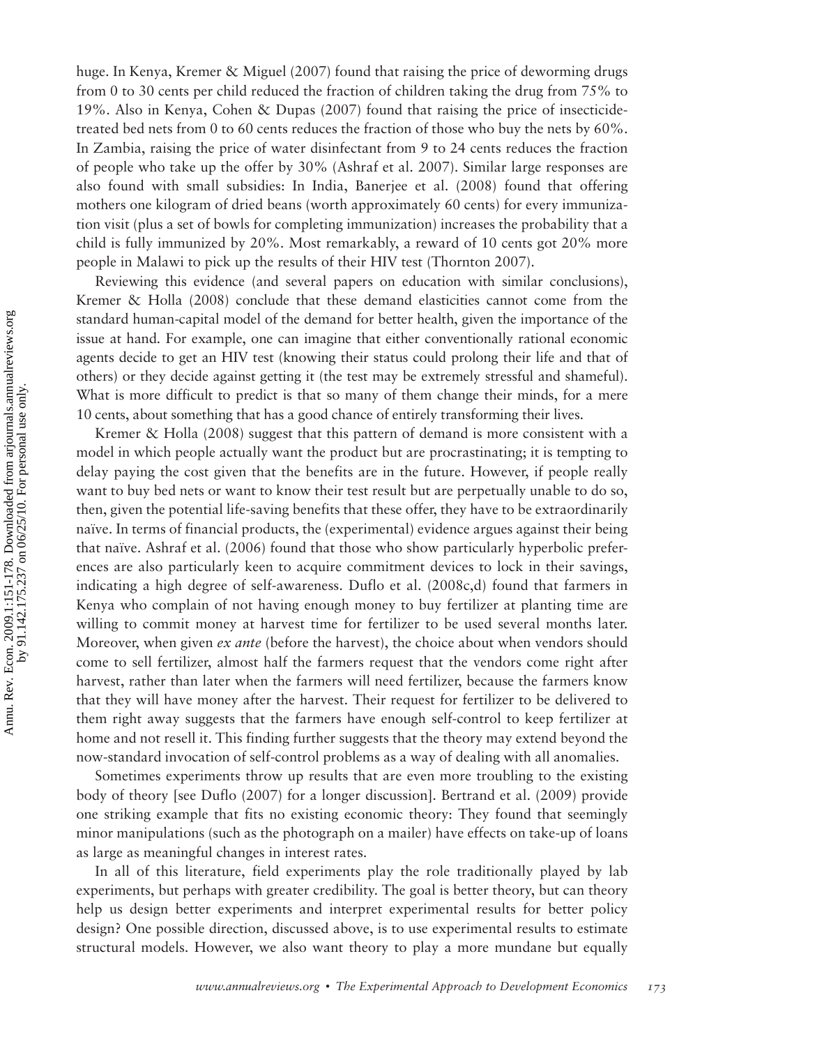huge. In Kenya, Kremer & Miguel (2007) found that raising the price of deworming drugs from 0 to 30 cents per child reduced the fraction of children taking the drug from 75% to 19%. Also in Kenya, Cohen & Dupas (2007) found that raising the price of insecticide-treated bed nets from 0 to 60 cents reduces the fraction of those who buy the nets by 60%. In Zambia, raising the price of water disinfectant from 9 to 24 cents reduces the fraction of people who take up the offer by 30% (Ashraf et al. 2007). Similar large responses are also found with small subsidies: In India, Banerjee et al. (2008) found that offering mothers one kilogram of dried beans (worth approximately 60 cents) for every immunization visit (plus a set of bowls for completing immunization) increases the probability that a child is fully immunized by 20%. Most remarkably, a reward of 10 cents got 20% more people in Malawi to pick up the results of their HIV test (Thornton 2007).

Reviewing this evidence (and several papers on education with similar conclusions), Kremer & Holla (2008) conclude that these demand elasticities cannot come from the standard human-capital model of the demand for better health, given the importance of the issue at hand. For example, one can imagine that either conventionally rational economic agents decide to get an HIV test (knowing their status could prolong their life and that of others) or they decide against getting it (the test may be extremely stressful and shameful). What is more difficult to predict is that so many of them change their minds, for a mere 10 cents, about something that has a good chance of entirely transforming their lives.

Kremer & Holla (2008) suggest that this pattern of demand is more consistent with a model in which people actually want the product but are procrastinating; it is tempting to delay paying the cost given that the benefits are in the future. However, if people really want to buy bed nets or want to know their test result but are perpetually unable to do so, then, given the potential life-saving benefits that these offer, they have to be extraordinarily naïve. In terms of financial products, the (experimental) evidence argues against their being that naïve. Ashraf et al. (2006) found that those who show particularly hyperbolic preferences are also particularly keen to acquire commitment devices to lock in their savings, indicating a high degree of self-awareness. Duflo et al. (2008c,d) found that farmers in Kenya who complain of not having enough money to buy fertilizer at planting time are willing to commit money at harvest time for fertilizer to be used several months later. Moreover, when given *ex ante* (before the harvest), the choice about when vendors should come to sell fertilizer, almost half the farmers request that the vendors come right after harvest, rather than later when the farmers will need fertilizer, because the farmers know that they will have money after the harvest. Their request for fertilizer to be delivered to them right away suggests that the farmers have enough self-control to keep fertilizer at home and not resell it. This finding further suggests that the theory may extend beyond the now-standard invocation of self-control problems as a way of dealing with all anomalies.

Sometimes experiments throw up results that are even more troubling to the existing body of theory [see Duflo (2007) for a longer discussion]. Bertrand et al. (2009) provide one striking example that fits no existing economic theory: They found that seemingly minor manipulations (such as the photograph on a mailer) have effects on take-up of loans as large as meaningful changes in interest rates.

In all of this literature, field experiments play the role traditionally played by lab experiments, but perhaps with greater credibility. The goal is better theory, but can theory help us design better experiments and interpret experimental results for better policy design? One possible direction, discussed above, is to use experimental results to estimate structural models. However, we also want theory to play a more mundane but equally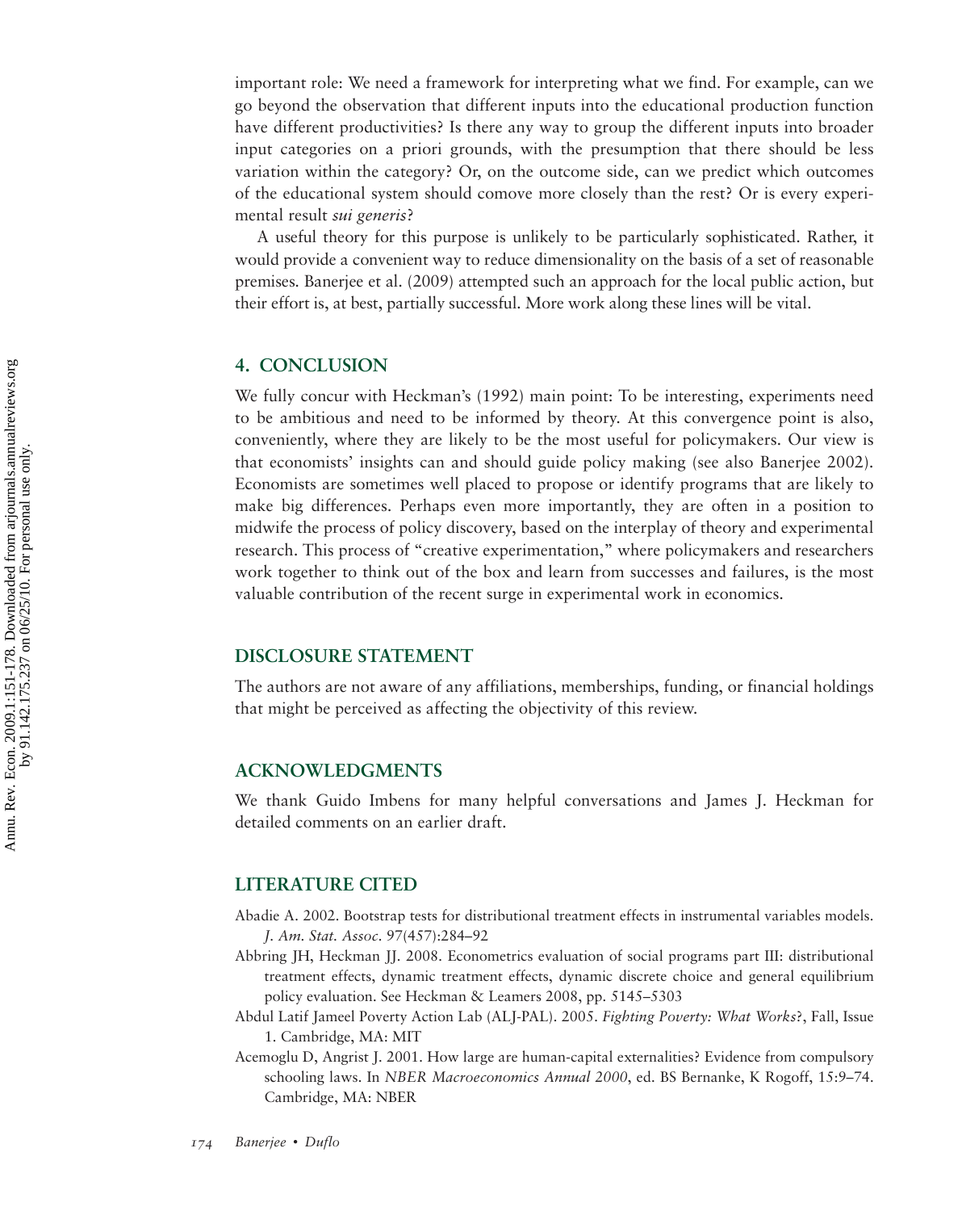important role: We need a framework for interpreting what we find. For example, can we go beyond the observation that different inputs into the educational production function have different productivities? Is there any way to group the different inputs into broader input categories on a priori grounds, with the presumption that there should be less variation within the category? Or, on the outcome side, can we predict which outcomes of the educational system should comove more closely than the rest? Or is every experimental result *sui generis*?

A useful theory for this purpose is unlikely to be particularly sophisticated. Rather, it would provide a convenient way to reduce dimensionality on the basis of a set of reasonable premises. Banerjee et al. (2009) attempted such an approach for the local public action, but their effort is, at best, partially successful. More work along these lines will be vital.

## 4. CONCLUSION

We fully concur with Heckman's (1992) main point: To be interesting, experiments need to be ambitious and need to be informed by theory. At this convergence point is also, conveniently, where they are likely to be the most useful for policymakers. Our view is that economists' insights can and should guide policy making (see also Banerjee 2002). Economists are sometimes well placed to propose or identify programs that are likely to make big differences. Perhaps even more importantly, they are often in a position to midwife the process of policy discovery, based on the interplay of theory and experimental research. This process of "creative experimentation," where policymakers and researchers work together to think out of the box and learn from successes and failures, is the most valuable contribution of the recent surge in experimental work in economics.

## DISCLOSURE STATEMENT

The authors are not aware of any affiliations, memberships, funding, or financial holdings that might be perceived as affecting the objectivity of this review.

## ACKNOWLEDGMENTS

We thank Guido Imbens for many helpful conversations and James J. Heckman for detailed comments on an earlier draft.

## LITERATURE CITED

Abadie A. 2002. Bootstrap tests for distributional treatment effects in instrumental variables models. *J. Am. Stat. Assoc.* 97(457):284–92

Abbring JH, Heckman JJ. 2008. Econometrics evaluation of social programs part III: distributional treatment effects, dynamic treatment effects, dynamic discrete choice and general equilibrium policy evaluation. See Heckman & Leamers 2008, pp. 5145–5303

Abdul Latif Jameel Poverty Action Lab (ALJ-PAL). 2005. *Fighting Poverty: What Works*?, Fall, Issue 1. Cambridge, MA: MIT

Acemoglu D, Angrist J. 2001. How large are human-capital externalities? Evidence from compulsory schooling laws. In *NBER Macroeconomics Annual 2000*, ed. BS Bernanke, K Rogoff, 15:9–74. Cambridge, MA: NBER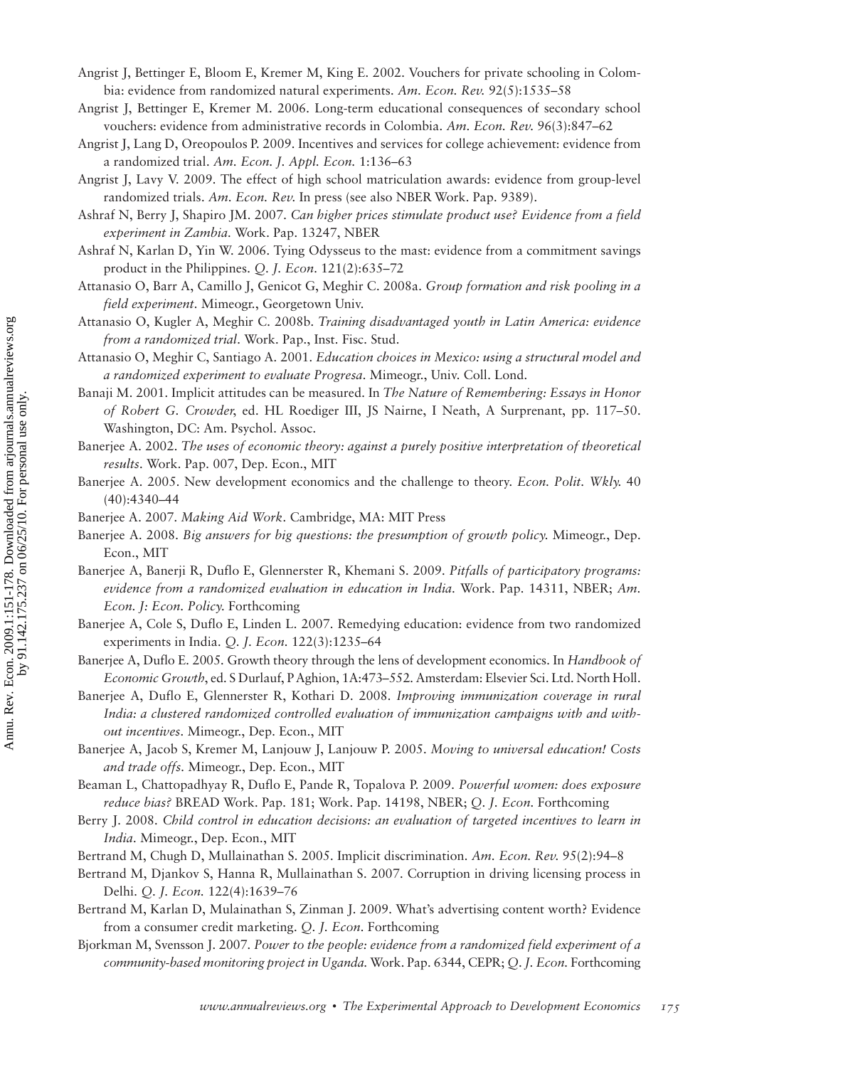Angrist J, Bettinger E, Bloom E, Kremer M, King E. 2002. Vouchers for private schooling in Colombia: evidence from randomized natural experiments. *Am. Econ. Rev.* 92(5):1535–58

Angrist J, Bettinger E, Kremer M. 2006. Long-term educational consequences of secondary school vouchers: evidence from administrative records in Colombia. *Am. Econ. Rev.* 96(3):847–62

Angrist J, Lang D, Oreopoulos P. 2009. Incentives and services for college achievement: evidence from a randomized trial. *Am. Econ. J. Appl. Econ.* 1:136–63

Angrist J, Lavy V. 2009. The effect of high school matriculation awards: evidence from group-level randomized trials. *Am. Econ. Rev.* In press (see also NBER Work. Pap. 9389).

Ashraf N, Berry J, Shapiro JM. 2007. *Can higher prices stimulate product use? Evidence from a field experiment in Zambia.* Work. Pap. 13247, NBER

Ashraf N, Karlan D, Yin W. 2006. Tying Odysseus to the mast: evidence from a commitment savings product in the Philippines. *Q. J. Econ.* 121(2):635–72

Attanasio O, Barr A, Camillo J, Genicot G, Meghir C. 2008a. *Group formation and risk pooling in a field experiment.* Mimeogr., Georgetown Univ.

Attanasio O, Kugler A, Meghir C. 2008b. *Training disadvantaged youth in Latin America: evidence from a randomized trial.* Work. Pap., Inst. Fisc. Stud.

Attanasio O, Meghir C, Santiago A. 2001. *Education choices in Mexico: using a structural model and a randomized experiment to evaluate Progresa.* Mimeogr., Univ. Coll. Lond.

Banaji M. 2001. Implicit attitudes can be measured. In *The Nature of Remembering: Essays in Honor of Robert G. Crowder*, ed. HL Roediger III, JS Nairne, I Neath, A Surprenant, pp. 117–50. Washington, DC: Am. Psychol. Assoc.

Banerjee A. 2002. *The uses of economic theory: against a purely positive interpretation of theoretical results.* Work. Pap. 007, Dep. Econ., MIT

Banerjee A. 2005. New development economics and the challenge to theory. *Econ. Polit. Wkly.* 40 (40):4340–44

Banerjee A. 2007. *Making Aid Work.* Cambridge, MA: MIT Press

Banerjee A. 2008. *Big answers for big questions: the presumption of growth policy.* Mimeogr., Dep. Econ., MIT

Banerjee A, Banerji R, Duflo E, Glennerster R, Khemani S. 2009. *Pitfalls of participatory programs: evidence from a randomized evaluation in education in India.* Work. Pap. 14311, NBER; *Am. Econ. J: Econ. Policy.* Forthcoming

Banerjee A, Cole S, Duflo E, Linden L. 2007. Remedying education: evidence from two randomized experiments in India. *Q. J. Econ.* 122(3):1235–64

Banerjee A, Duflo E. 2005. Growth theory through the lens of development economics. In *Handbook of Economic Growth*, ed. S Durlauf, P Aghion, 1A:473–552. Amsterdam: Elsevier Sci. Ltd. North Holl.

Banerjee A, Duflo E, Glennerster R, Kothari D. 2008. *Improving immunization coverage in rural India: a clustered randomized controlled evaluation of immunization campaigns with and without incentives.* Mimeogr., Dep. Econ., MIT

Banerjee A, Jacob S, Kremer M, Lanjouw J, Lanjouw P. 2005. *Moving to universal education! Costs and trade offs.* Mimeogr., Dep. Econ., MIT

Beaman L, Chattopadhyay R, Duflo E, Pande R, Topalova P. 2009. *Powerful women: does exposure reduce bias?* BREAD Work. Pap. 181; Work. Pap. 14198, NBER; *Q. J. Econ.* Forthcoming

Berry J. 2008. *Child control in education decisions: an evaluation of targeted incentives to learn in India.* Mimeogr., Dep. Econ., MIT

Bertrand M, Chugh D, Mullainathan S. 2005. Implicit discrimination. *Am. Econ. Rev.* 95(2):94–8

Bertrand M, Djankov S, Hanna R, Mullainathan S. 2007. Corruption in driving licensing process in Delhi. *Q. J. Econ.* 122(4):1639–76

Bertrand M, Karlan D, Mulainathan S, Zinman J. 2009. What's advertising content worth? Evidence from a consumer credit marketing. *Q. J. Econ.* Forthcoming

Bjorkman M, Svensson J. 2007. *Power to the people: evidence from a randomized field experiment of a community-based monitoring project in Uganda.* Work. Pap. 6344, CEPR; *Q. J. Econ.* Forthcoming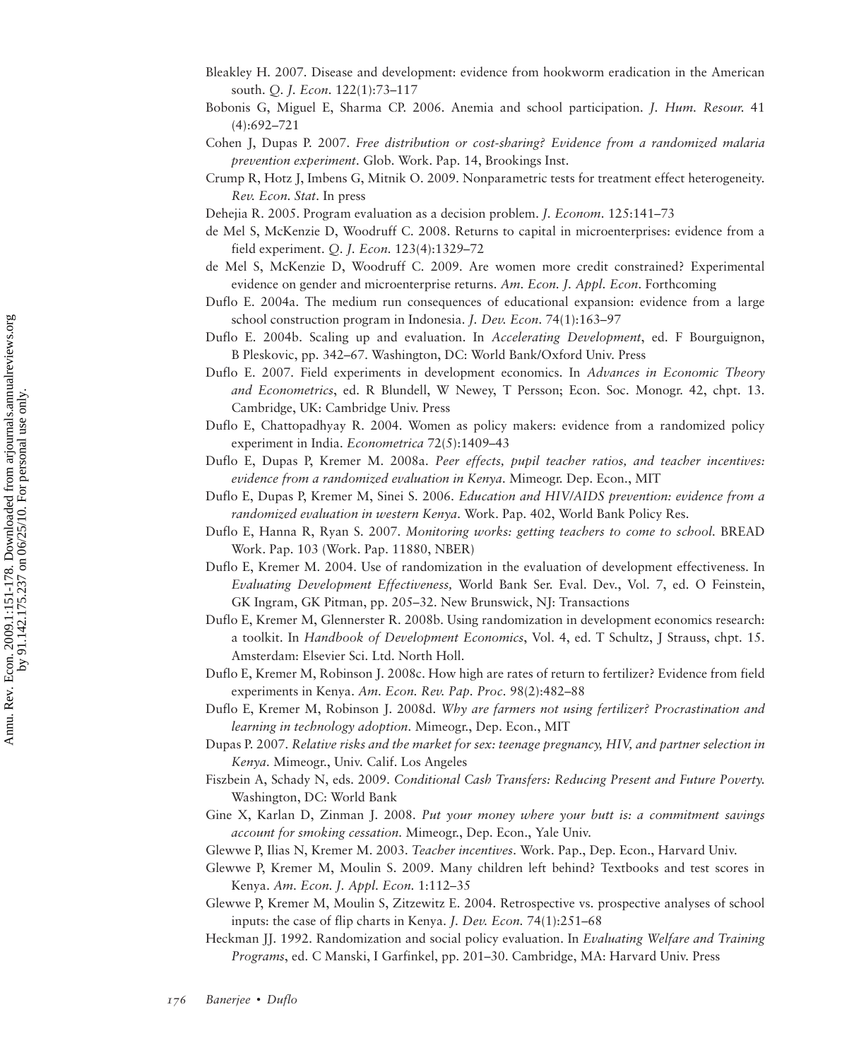Bleakley H. 2007. Disease and development: evidence from hookworm eradication in the American south. *Q. J. Econ.* 122(1):73–117

Bobonis G, Miguel E, Sharma CP. 2006. Anemia and school participation. *J. Hum. Resour.* 41 (4):692–721

Cohen J, Dupas P. 2007. *Free distribution or cost-sharing? Evidence from a randomized malaria prevention experiment.* Glob. Work. Pap. 14, Brookings Inst.

Crump R, Hotz J, Imbens G, Mitnik O. 2009. Nonparametric tests for treatment effect heterogeneity. *Rev. Econ. Stat.* In press

Dehejia R. 2005. Program evaluation as a decision problem. *J. Econom.* 125:141–73

de Mel S, McKenzie D, Woodruff C. 2008. Returns to capital in microenterprises: evidence from a field experiment. *Q. J. Econ.* 123(4):1329–72

de Mel S, McKenzie D, Woodruff C. 2009. Are women more credit constrained? Experimental evidence on gender and microenterprise returns. *Am. Econ. J. Appl. Econ.* Forthcoming

Duflo E. 2004a. The medium run consequences of educational expansion: evidence from a large school construction program in Indonesia. *J. Dev. Econ.* 74(1):163–97

Duflo E. 2004b. Scaling up and evaluation. In *Accelerating Development*, ed. F Bourguignon, B Pleskovic, pp. 342–67. Washington, DC: World Bank/Oxford Univ. Press

Duflo E. 2007. Field experiments in development economics. In *Advances in Economic Theory and Econometrics*, ed. R Blundell, W Newey, T Persson; Econ. Soc. Monogr. 42, chpt. 13. Cambridge, UK: Cambridge Univ. Press

Duflo E, Chattopadhyay R. 2004. Women as policy makers: evidence from a randomized policy experiment in India. *Econometrica* 72(5):1409–43

Duflo E, Dupas P, Kremer M. 2008a. *Peer effects, pupil teacher ratios, and teacher incentives: evidence from a randomized evaluation in Kenya.* Mimeogr. Dep. Econ., MIT

Duflo E, Dupas P, Kremer M, Sinei S. 2006. *Education and HIV/AIDS prevention: evidence from a randomized evaluation in western Kenya.* Work. Pap. 402, World Bank Policy Res.

Duflo E, Hanna R, Ryan S. 2007. *Monitoring works: getting teachers to come to school.* BREAD Work. Pap. 103 (Work. Pap. 11880, NBER)

Duflo E, Kremer M. 2004. Use of randomization in the evaluation of development effectiveness. In *Evaluating Development Effectiveness,* World Bank Ser. Eval. Dev., Vol. 7, ed. O Feinstein, GK Ingram, GK Pitman, pp. 205–32. New Brunswick, NJ: Transactions

Duflo E, Kremer M, Glennerster R. 2008b. Using randomization in development economics research: a toolkit. In *Handbook of Development Economics*, Vol. 4, ed. T Schultz, J Strauss, chpt. 15. Amsterdam: Elsevier Sci. Ltd. North Holl.

Duflo E, Kremer M, Robinson J. 2008c. How high are rates of return to fertilizer? Evidence from field experiments in Kenya. *Am. Econ. Rev. Pap. Proc.* 98(2):482–88

Duflo E, Kremer M, Robinson J. 2008d. *Why are farmers not using fertilizer? Procrastination and learning in technology adoption.* Mimeogr., Dep. Econ., MIT

Dupas P. 2007. *Relative risks and the market for sex: teenage pregnancy, HIV, and partner selection in Kenya.* Mimeogr., Univ. Calif. Los Angeles

Fiszbein A, Schady N, eds. 2009. *Conditional Cash Transfers: Reducing Present and Future Poverty.* Washington, DC: World Bank

Gine X, Karlan D, Zinman J. 2008. *Put your money where your butt is: a commitment savings account for smoking cessation.* Mimeogr., Dep. Econ., Yale Univ.

Glewwe P, Ilias N, Kremer M. 2003. *Teacher incentives.* Work. Pap., Dep. Econ., Harvard Univ.

Glewwe P, Kremer M, Moulin S. 2009. Many children left behind? Textbooks and test scores in Kenya. *Am. Econ. J. Appl. Econ.* 1:112–35

Glewwe P, Kremer M, Moulin S, Zitzewitz E. 2004. Retrospective vs. prospective analyses of school inputs: the case of flip charts in Kenya. *J. Dev. Econ.* 74(1):251–68

Heckman JJ. 1992. Randomization and social policy evaluation. In *Evaluating Welfare and Training Programs*, ed. C Manski, I Garfinkel, pp. 201–30. Cambridge, MA: Harvard Univ. Press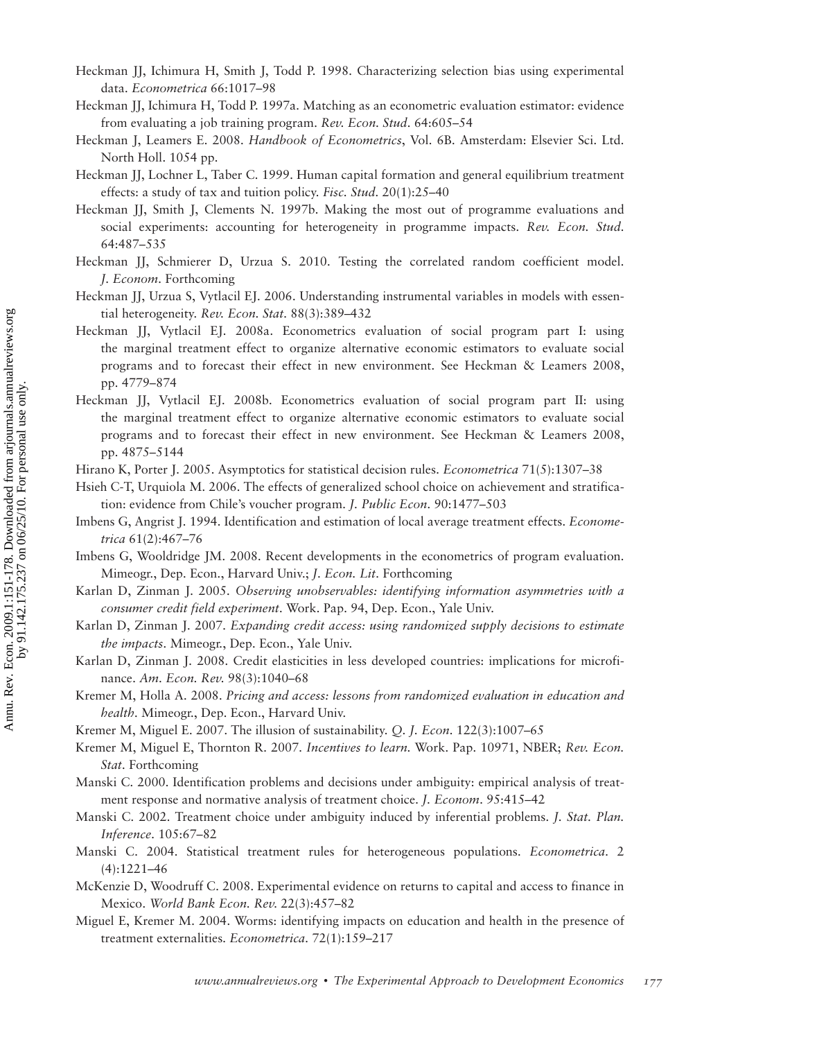Heckman JJ, Ichimura H, Smith J, Todd P. 1998. Characterizing selection bias using experimental data. *Econometrica* 66:1017–98

Heckman JJ, Ichimura H, Todd P. 1997a. Matching as an econometric evaluation estimator: evidence from evaluating a job training program. *Rev. Econ. Stud.* 64:605–54

Heckman J, Leamers E. 2008. *Handbook of Econometrics*, Vol. 6B. Amsterdam: Elsevier Sci. Ltd. North Holl. 1054 pp.

Heckman JJ, Lochner L, Taber C. 1999. Human capital formation and general equilibrium treatment effects: a study of tax and tuition policy. *Fisc. Stud.* 20(1):25–40

Heckman JJ, Smith J, Clements N. 1997b. Making the most out of programme evaluations and social experiments: accounting for heterogeneity in programme impacts. *Rev. Econ. Stud.* 64:487–535

Heckman JJ, Schmierer D, Urzua S. 2010. Testing the correlated random coefficient model. *J. Econom.* Forthcoming

Heckman JJ, Urzua S, Vytlacil EJ. 2006. Understanding instrumental variables in models with essential heterogeneity. *Rev. Econ. Stat.* 88(3):389–432

Heckman JJ, Vytlacil EJ. 2008a. Econometrics evaluation of social program part I: using the marginal treatment effect to organize alternative economic estimators to evaluate social programs and to forecast their effect in new environment. See Heckman & Leamers 2008, pp. 4779–874

Heckman JJ, Vytlacil EJ. 2008b. Econometrics evaluation of social program part II: using the marginal treatment effect to organize alternative economic estimators to evaluate social programs and to forecast their effect in new environment. See Heckman & Leamers 2008, pp. 4875–5144

Hirano K, Porter J. 2005. Asymptotics for statistical decision rules. *Econometrica* 71(5):1307–38

Hsieh C-T, Urquiola M. 2006. The effects of generalized school choice on achievement and stratification: evidence from Chile's voucher program. *J. Public Econ.* 90:1477–503

Imbens G, Angrist J. 1994. Identification and estimation of local average treatment effects. *Econometrica* 61(2):467–76

Imbens G, Wooldridge JM. 2008. Recent developments in the econometrics of program evaluation. Mimeogr., Dep. Econ., Harvard Univ.; *J. Econ. Lit*. Forthcoming

Karlan D, Zinman J. 2005. *Observing unobservables: identifying information asymmetries with a consumer credit field experiment*. Work. Pap. 94, Dep. Econ., Yale Univ.

Karlan D, Zinman J. 2007. *Expanding credit access: using randomized supply decisions to estimate the impacts*. Mimeogr., Dep. Econ., Yale Univ.

Karlan D, Zinman J. 2008. Credit elasticities in less developed countries: implications for microfinance. *Am. Econ. Rev.* 98(3):1040–68

Kremer M, Holla A. 2008. *Pricing and access: lessons from randomized evaluation in education and health*. Mimeogr., Dep. Econ., Harvard Univ.

Kremer M, Miguel E. 2007. The illusion of sustainability. *Q. J. Econ.* 122(3):1007–65

Kremer M, Miguel E, Thornton R. 2007. *Incentives to learn*. Work. Pap. 10971, NBER; *Rev. Econ. Stat*. Forthcoming

Manski C. 2000. Identification problems and decisions under ambiguity: empirical analysis of treatment response and normative analysis of treatment choice. *J. Econom.* 95:415–42

Manski C. 2002. Treatment choice under ambiguity induced by inferential problems. *J. Stat. Plan. Inference*. 105:67–82

Manski C. 2004. Statistical treatment rules for heterogeneous populations. *Econometrica*. 2 (4):1221–46

McKenzie D, Woodruff C. 2008. Experimental evidence on returns to capital and access to finance in Mexico. *World Bank Econ. Rev.* 22(3):457–82

Miguel E, Kremer M. 2004. Worms: identifying impacts on education and health in the presence of treatment externalities. *Econometrica*. 72(1):159–217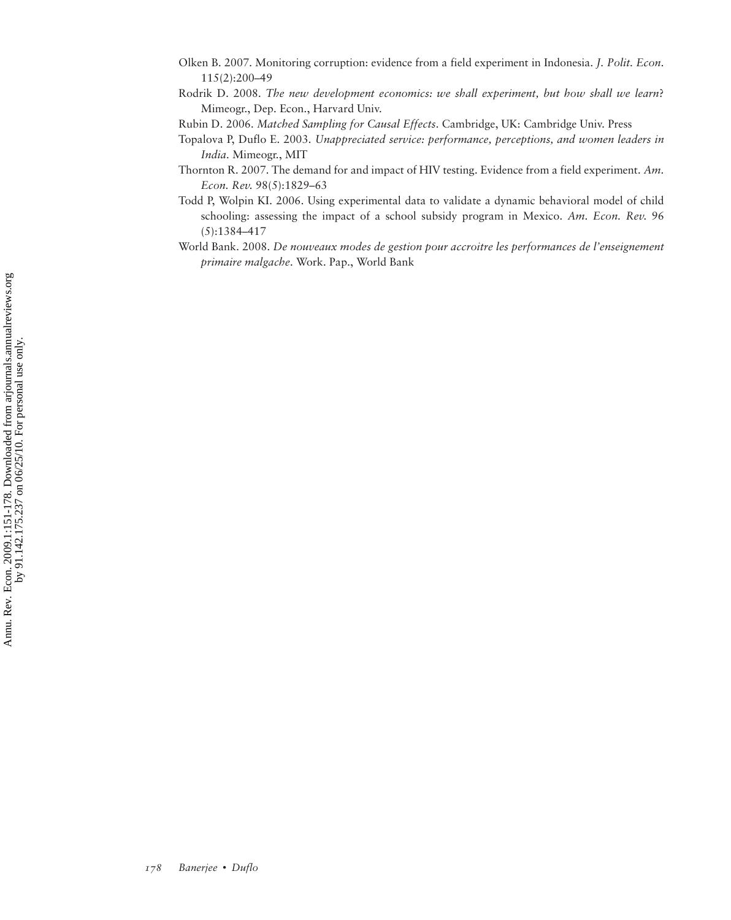Olken B. 2007. Monitoring corruption: evidence from a field experiment in Indonesia. *J. Polit. Econ.* 115(2):200–49

Rodrik D. 2008. *The new development economics: we shall experiment, but how shall we learn?* Mimeogr., Dep. Econ., Harvard Univ.

Rubin D. 2006. *Matched Sampling for Causal Effects.* Cambridge, UK: Cambridge Univ. Press

Topalova P, Duflo E. 2003. *Unappreciated service: performance, perceptions, and women leaders in India.* Mimeogr., MIT

Thornton R. 2007. The demand for and impact of HIV testing. Evidence from a field experiment. *Am. Econ. Rev.* 98(5):1829–63

Todd P, Wolpin KI. 2006. Using experimental data to validate a dynamic behavioral model of child schooling: assessing the impact of a school subsidy program in Mexico. *Am. Econ. Rev.* 96 (5):1384–417

World Bank. 2008. *De nouveaux modes de gestion pour accroitre les performances de l'enseignement primaire malgache.* Work. Pap., World Bank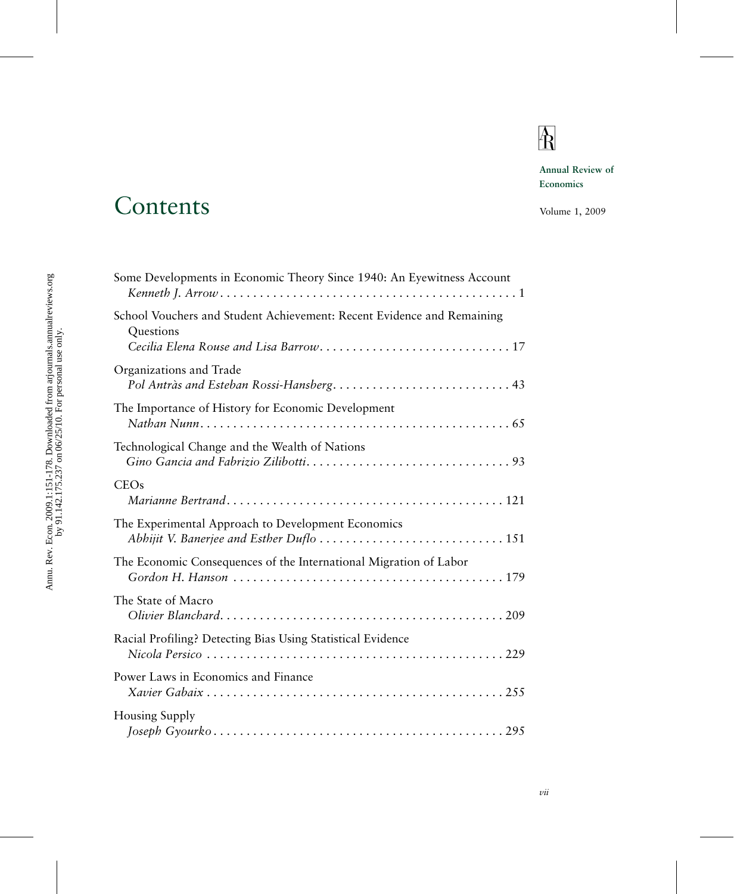Annual Review of Economics

# Contents

Volume 1, 2009

Some Developments in Economic Theory Since 1940: An Eyewitness Account
*Kenneth J. Arrow* . . . . . . . . . . . . . . . . . . . . . . . . . . . . . . . . . . . . . . . . . . . . . 1

School Vouchers and Student Achievement: Recent Evidence and Remaining Questions
*Cecilia Elena Rouse and Lisa Barrow* . . . . . . . . . . . . . . . . . . . . . . . . . . . . . 17

Organizations and Trade
*Pol Antràs and Esteban Rossi-Hansberg* . . . . . . . . . . . . . . . . . . . . . . . . . . . 43

The Importance of History for Economic Development
*Nathan Nunn* . . . . . . . . . . . . . . . . . . . . . . . . . . . . . . . . . . . . . . . . . . . . . . . 65

Technological Change and the Wealth of Nations
*Gino Gancia and Fabrizio Zilibotti* . . . . . . . . . . . . . . . . . . . . . . . . . . . . . . . 93

CEOs
*Marianne Bertrand* . . . . . . . . . . . . . . . . . . . . . . . . . . . . . . . . . . . . . . . . . . 121

The Experimental Approach to Development Economics
*Abhijit V. Banerjee and Esther Duflo* . . . . . . . . . . . . . . . . . . . . . . . . . . . . 151

The Economic Consequences of the International Migration of Labor
*Gordon H. Hanson* . . . . . . . . . . . . . . . . . . . . . . . . . . . . . . . . . . . . . . . . . 179

The State of Macro
*Olivier Blanchard* . . . . . . . . . . . . . . . . . . . . . . . . . . . . . . . . . . . . . . . . . . 209

Racial Profiling? Detecting Bias Using Statistical Evidence
*Nicola Persico* . . . . . . . . . . . . . . . . . . . . . . . . . . . . . . . . . . . . . . . . . . . . . 229

Power Laws in Economics and Finance
*Xavier Gabaix* . . . . . . . . . . . . . . . . . . . . . . . . . . . . . . . . . . . . . . . . . . . . . 255

Housing Supply
*Joseph Gyourko* . . . . . . . . . . . . . . . . . . . . . . . . . . . . . . . . . . . . . . . . . . . . 295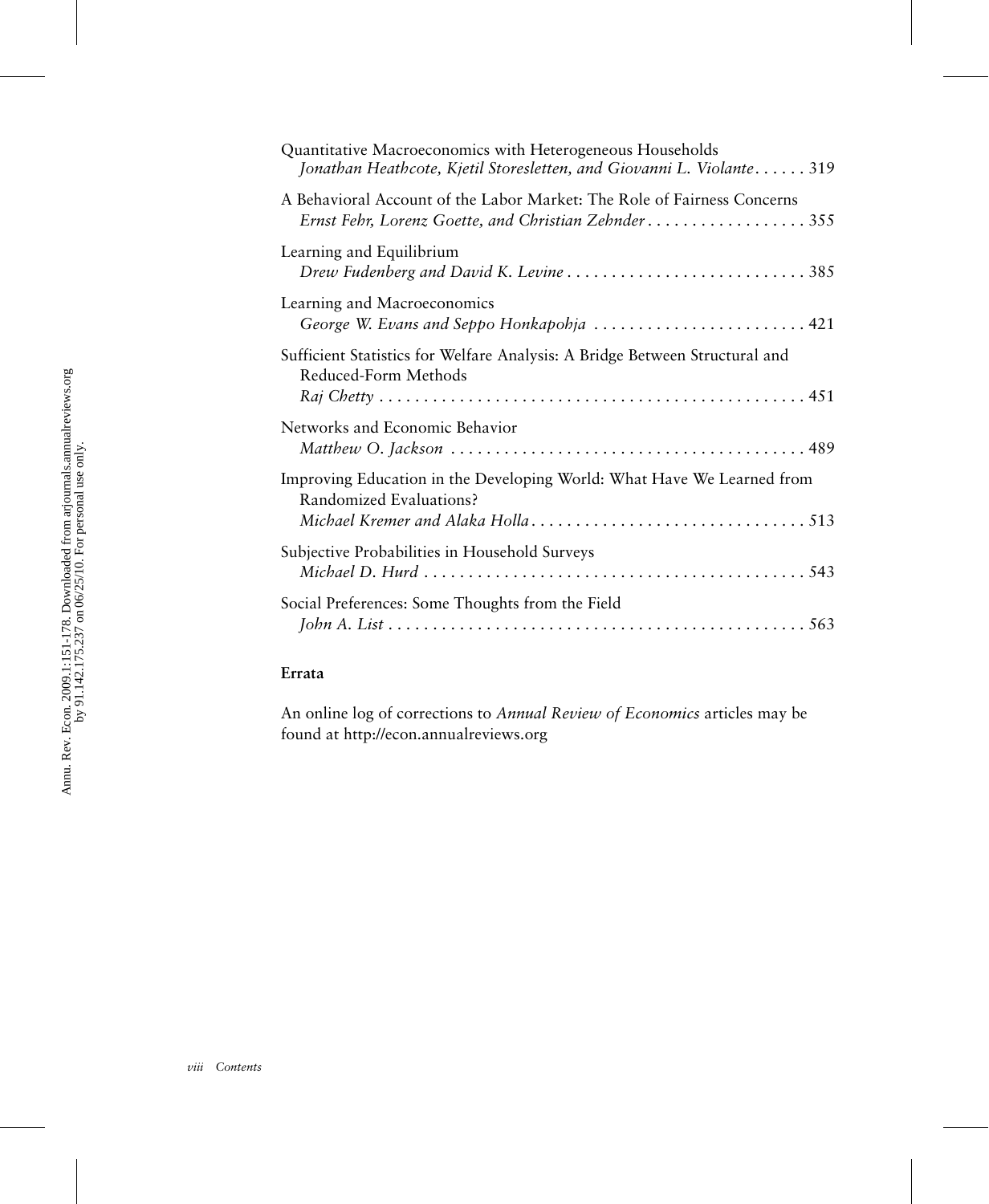Quantitative Macroeconomics with Heterogeneous Households
*Jonathan Heathcote, Kjetil Storesletten, and Giovanni L. Violante* . . . . . . 319

A Behavioral Account of the Labor Market: The Role of Fairness Concerns
*Ernst Fehr, Lorenz Goette, and Christian Zehnder* . . . . . . . . . . . . . . . . . . 355

Learning and Equilibrium
*Drew Fudenberg and David K. Levine* . . . . . . . . . . . . . . . . . . . . . . . . . . . 385

Learning and Macroeconomics
*George W. Evans and Seppo Honkapohja* . . . . . . . . . . . . . . . . . . . . . . . . 421

Sufficient Statistics for Welfare Analysis: A Bridge Between Structural and Reduced-Form Methods
*Raj Chetty* . . . . . . . . . . . . . . . . . . . . . . . . . . . . . . . . . . . . . . . . . . . . . . . 451

Networks and Economic Behavior
*Matthew O. Jackson* . . . . . . . . . . . . . . . . . . . . . . . . . . . . . . . . . . . . . . . . 489

Improving Education in the Developing World: What Have We Learned from Randomized Evaluations?
*Michael Kremer and Alaka Holla* . . . . . . . . . . . . . . . . . . . . . . . . . . . . . . . 513

Subjective Probabilities in Household Surveys
*Michael D. Hurd* . . . . . . . . . . . . . . . . . . . . . . . . . . . . . . . . . . . . . . . . . . . 543

Social Preferences: Some Thoughts from the Field
*John A. List* . . . . . . . . . . . . . . . . . . . . . . . . . . . . . . . . . . . . . . . . . . . . . . 563

**Errata**

An online log of corrections to *Annual Review of Economics* articles may be found at http://econ.annualreviews.org